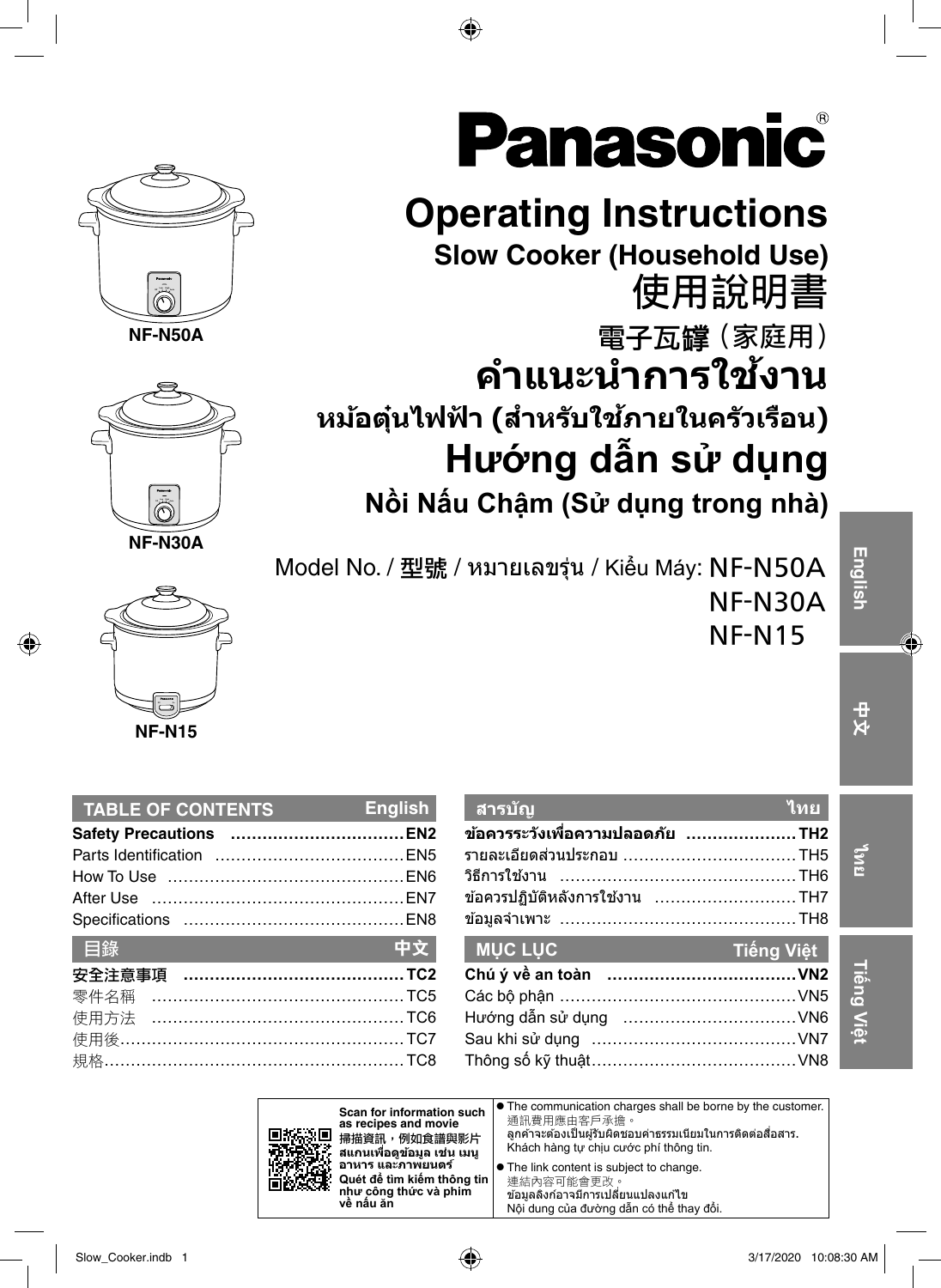# Panasonic®

NF-N50A

NF-N30A

NF-N15

# Operating Instructions

## Slow Cooker (Household Use)

# 使用說明書

## 電子瓦罉（家庭用）

# คำแนะนำการใช้งาน

## หม้อตุ๋นไฟฟ้า (สำหรับใช้ภายในครัวเรือน)

# Hướng dẫn sử dụng

## Nồi Nấu Chậm (Sử dụng trong nhà)

Model No. / 型號 / หมายเลขรุ่น / Kiểu Máy: NF-N50A
NF-N30A
NF-N15

| TABLE OF CONTENTS | English |
|---|---|
| **Safety Precautions** | **EN2** |
| Parts Identification | EN5 |
| How To Use | EN6 |
| After Use | EN7 |
| Specifications | EN8 |

| 目錄 | 中文 |
|---|---|
| **安全注意事項** | **TC2** |
| 零件名稱 | TC5 |
| 使用方法 | TC6 |
| 使用後 | TC7 |
| 規格 | TC8 |

| สารบัญ | ไทย |
|---|---|
| **ข้อควรระวังเพื่อความปลอดภัย** | **TH2** |
| รายละเอียดส่วนประกอบ | TH5 |
| วิธีการใช้งาน | TH6 |
| ข้อควรปฏิบัติหลังการใช้งาน | TH7 |
| ข้อมูลจำเพาะ | TH8 |

| MỤC LỤC | Tiếng Việt |
|---|---|
| **Chú ý về an toàn** | **VN2** |
| Các bộ phận | VN5 |
| Hướng dẫn sử dụng | VN6 |
| Sau khi sử dụng | VN7 |
| Thông số kỹ thuật | VN8 |

**Scan for information such as recipes and movie**
**掃描資訊，例如食譜與影片**
**สแกนเพื่อดูข้อมูล เช่น เมนูอาหาร และภาพยนตร์**
**Quét để tìm kiếm thông tin như công thức và phim về nấu ăn**

- The communication charges shall be borne by the customer.
  通訊費用應由客戶承擔。
  ลูกค้าจะต้องเป็นผู้รับผิดชอบค่าธรรมเนียมในการติดต่อสื่อสาร.
  Khách hàng tự chịu cước phí thông tin.
- The link content is subject to change.
  連結內容可能會更改。
  ข้อมูลลิงก์อาจมีการเปลี่ยนแปลงแก้ไข
  Nội dung của đường dẫn có thể thay đổi.

English | 中文 | ไทย | Tiếng Việt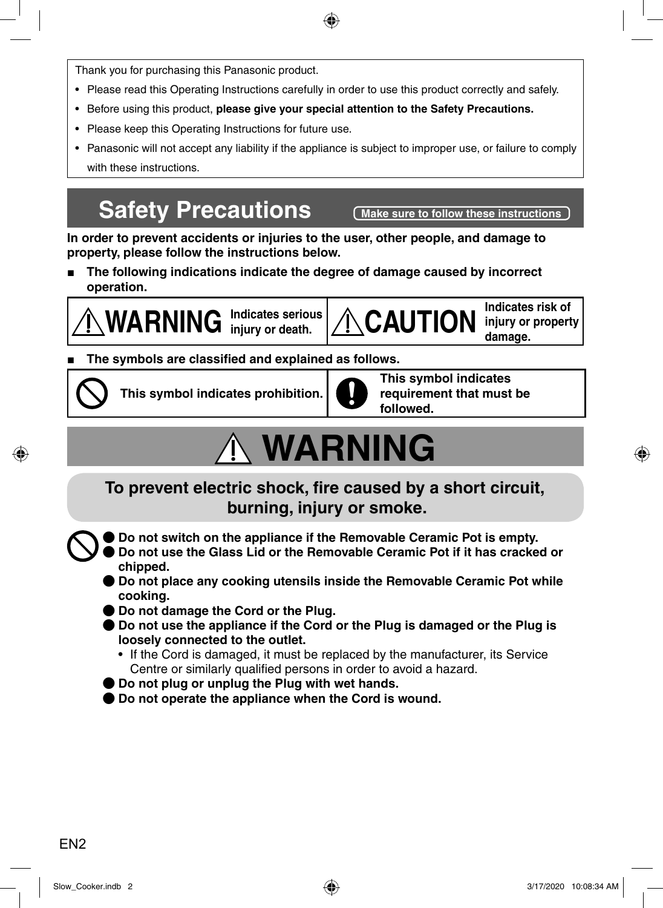Thank you for purchasing this Panasonic product.

- Please read this Operating Instructions carefully in order to use this product correctly and safely.
- Before using this product, **please give your special attention to the Safety Precautions.**
- Please keep this Operating Instructions for future use.
- Panasonic will not accept any liability if the appliance is subject to improper use, or failure to comply with these instructions.

# Safety Precautions

**Make sure to follow these instructions**

**In order to prevent accidents or injuries to the user, other people, and damage to property, please follow the instructions below.**

■ **The following indications indicate the degree of damage caused by incorrect operation.**

| | |
|---|---|
| ⚠ **WARNING** — **Indicates serious injury or death.** | ⚠ **CAUTION** — **Indicates risk of injury or property damage.** |

■ **The symbols are classified and explained as follows.**

| | |
|---|---|
| 🛇 **This symbol indicates prohibition.** | ❗ **This symbol indicates requirement that must be followed.** |

# ⚠ WARNING

## To prevent electric shock, fire caused by a short circuit, burning, injury or smoke.

🛇

- **Do not switch on the appliance if the Removable Ceramic Pot is empty.**
- **Do not use the Glass Lid or the Removable Ceramic Pot if it has cracked or chipped.**
- **Do not place any cooking utensils inside the Removable Ceramic Pot while cooking.**
- **Do not damage the Cord or the Plug.**
- **Do not use the appliance if the Cord or the Plug is damaged or the Plug is loosely connected to the outlet.**
  - If the Cord is damaged, it must be replaced by the manufacturer, its Service Centre or similarly qualified persons in order to avoid a hazard.
- **Do not plug or unplug the Plug with wet hands.**
- **Do not operate the appliance when the Cord is wound.**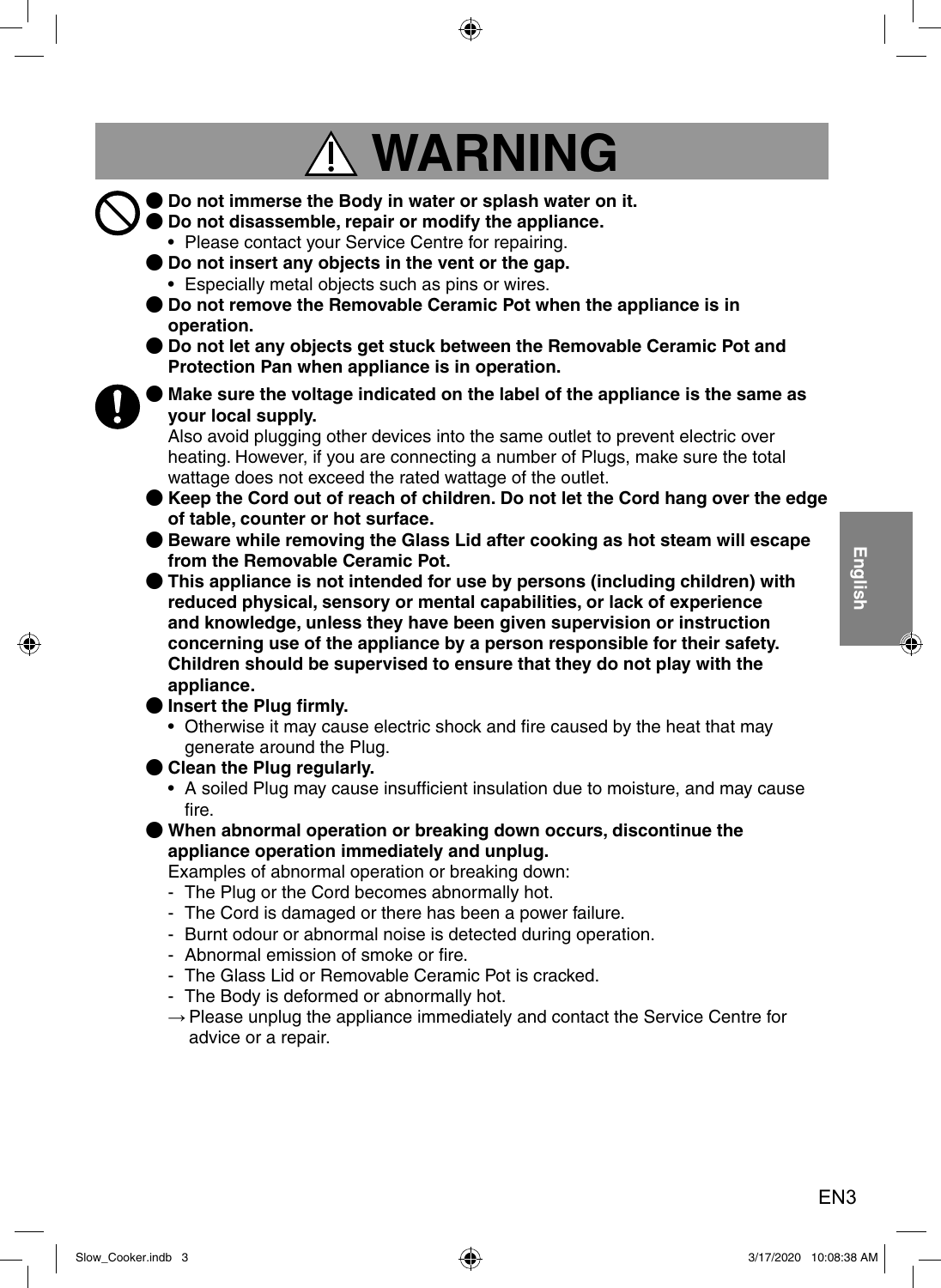# ⚠ WARNING

- **Do not immerse the Body in water or splash water on it.**
- **Do not disassemble, repair or modify the appliance.**
  - Please contact your Service Centre for repairing.
- **Do not insert any objects in the vent or the gap.**
  - Especially metal objects such as pins or wires.
- **Do not remove the Removable Ceramic Pot when the appliance is in operation.**
- **Do not let any objects get stuck between the Removable Ceramic Pot and Protection Pan when appliance is in operation.**

- **Make sure the voltage indicated on the label of the appliance is the same as your local supply.**
  Also avoid plugging other devices into the same outlet to prevent electric over heating. However, if you are connecting a number of Plugs, make sure the total wattage does not exceed the rated wattage of the outlet.
- **Keep the Cord out of reach of children. Do not let the Cord hang over the edge of table, counter or hot surface.**
- **Beware while removing the Glass Lid after cooking as hot steam will escape from the Removable Ceramic Pot.**
- **This appliance is not intended for use by persons (including children) with reduced physical, sensory or mental capabilities, or lack of experience and knowledge, unless they have been given supervision or instruction concerning use of the appliance by a person responsible for their safety. Children should be supervised to ensure that they do not play with the appliance.**
- **Insert the Plug firmly.**
  - Otherwise it may cause electric shock and fire caused by the heat that may generate around the Plug.
- **Clean the Plug regularly.**
  - A soiled Plug may cause insufficient insulation due to moisture, and may cause fire.
- **When abnormal operation or breaking down occurs, discontinue the appliance operation immediately and unplug.**
  Examples of abnormal operation or breaking down:
  - The Plug or the Cord becomes abnormally hot.
  - The Cord is damaged or there has been a power failure.
  - Burnt odour or abnormal noise is detected during operation.
  - Abnormal emission of smoke or fire.
  - The Glass Lid or Removable Ceramic Pot is cracked.
  - The Body is deformed or abnormally hot.

  → Please unplug the appliance immediately and contact the Service Centre for advice or a repair.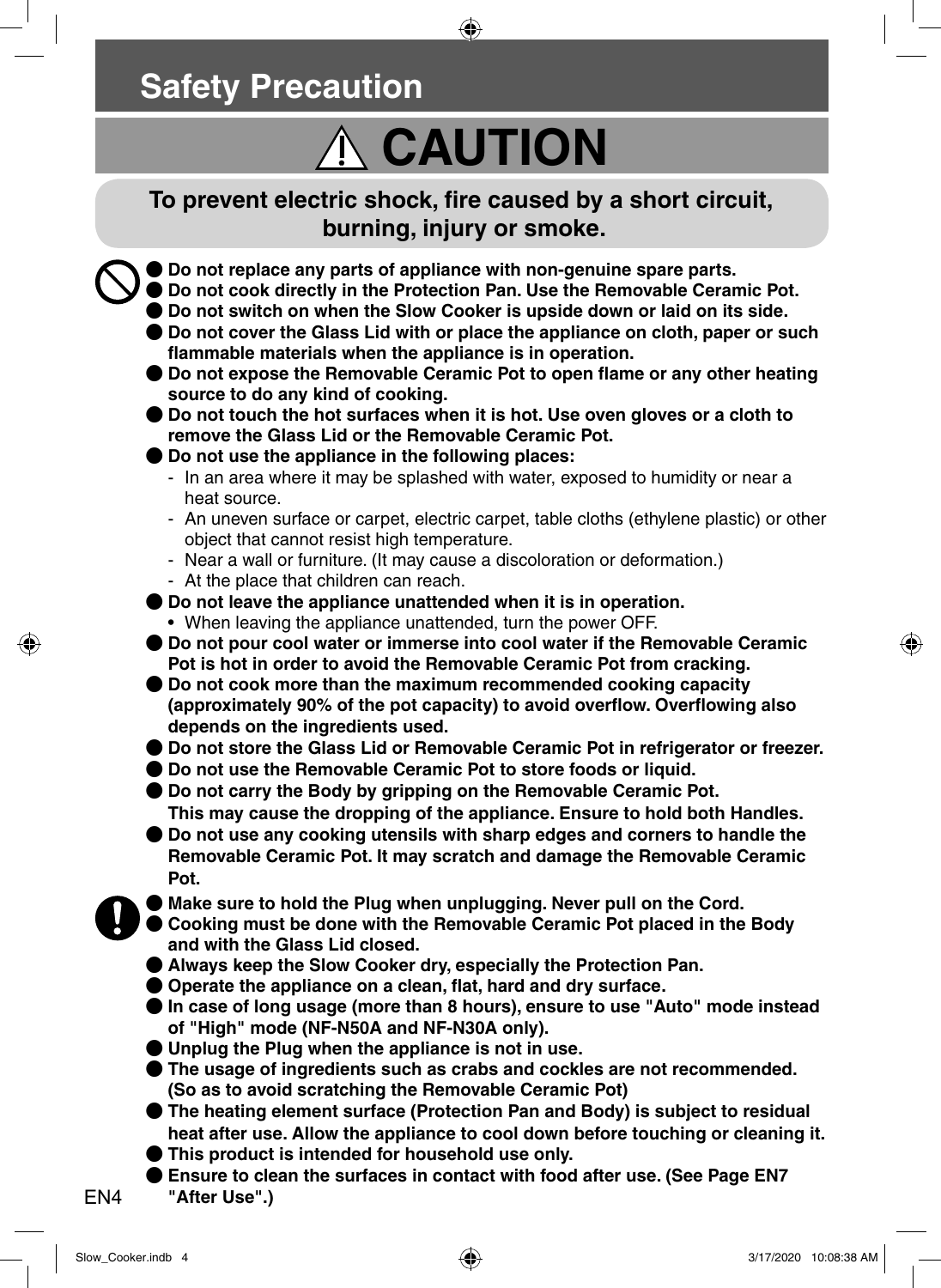# Safety Precaution

## ⚠ CAUTION

**To prevent electric shock, fire caused by a short circuit, burning, injury or smoke.**

- **Do not replace any parts of appliance with non-genuine spare parts.**
- **Do not cook directly in the Protection Pan. Use the Removable Ceramic Pot.**
- **Do not switch on when the Slow Cooker is upside down or laid on its side.**
- **Do not cover the Glass Lid with or place the appliance on cloth, paper or such flammable materials when the appliance is in operation.**
- **Do not expose the Removable Ceramic Pot to open flame or any other heating source to do any kind of cooking.**
- **Do not touch the hot surfaces when it is hot. Use oven gloves or a cloth to remove the Glass Lid or the Removable Ceramic Pot.**
- **Do not use the appliance in the following places:**
  - In an area where it may be splashed with water, exposed to humidity or near a heat source.
  - An uneven surface or carpet, electric carpet, table cloths (ethylene plastic) or other object that cannot resist high temperature.
  - Near a wall or furniture. (It may cause a discoloration or deformation.)
  - At the place that children can reach.
- **Do not leave the appliance unattended when it is in operation.**
  - When leaving the appliance unattended, turn the power OFF.
- **Do not pour cool water or immerse into cool water if the Removable Ceramic Pot is hot in order to avoid the Removable Ceramic Pot from cracking.**
- **Do not cook more than the maximum recommended cooking capacity (approximately 90% of the pot capacity) to avoid overflow. Overflowing also depends on the ingredients used.**
- **Do not store the Glass Lid or Removable Ceramic Pot in refrigerator or freezer.**
- **Do not use the Removable Ceramic Pot to store foods or liquid.**
- **Do not carry the Body by gripping on the Removable Ceramic Pot. This may cause the dropping of the appliance. Ensure to hold both Handles.**
- **Do not use any cooking utensils with sharp edges and corners to handle the Removable Ceramic Pot. It may scratch and damage the Removable Ceramic Pot.**

- **Make sure to hold the Plug when unplugging. Never pull on the Cord.**
- **Cooking must be done with the Removable Ceramic Pot placed in the Body and with the Glass Lid closed.**
- **Always keep the Slow Cooker dry, especially the Protection Pan.**
- **Operate the appliance on a clean, flat, hard and dry surface.**
- **In case of long usage (more than 8 hours), ensure to use "Auto" mode instead of "High" mode (NF-N50A and NF-N30A only).**
- **Unplug the Plug when the appliance is not in use.**
- **The usage of ingredients such as crabs and cockles are not recommended. (So as to avoid scratching the Removable Ceramic Pot)**
- **The heating element surface (Protection Pan and Body) is subject to residual heat after use. Allow the appliance to cool down before touching or cleaning it.**
- **This product is intended for household use only.**
- **Ensure to clean the surfaces in contact with food after use. (See Page EN7 "After Use".)**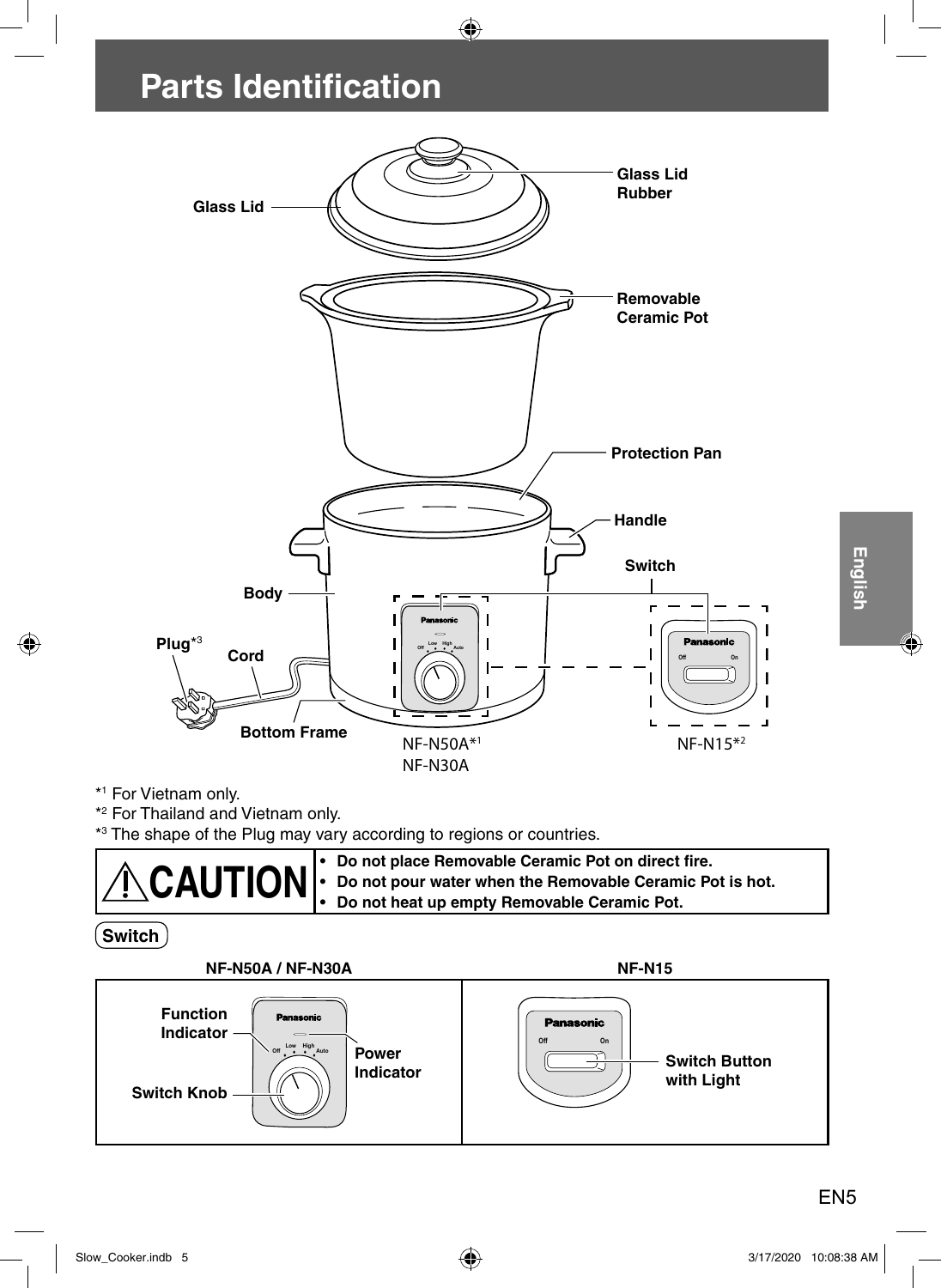# Parts Identification

Glass Lid

Glass Lid Rubber

Removable Ceramic Pot

Protection Pan

Handle

Switch

Body

Plug*[3]

Cord

Bottom Frame

NF-N50A*[1]
NF-N30A

NF-N15*[2]

*[1] For Vietnam only.
*[2] For Thailand and Vietnam only.
*[3] The shape of the Plug may vary according to regions or countries.

| ⚠CAUTION | • **Do not place Removable Ceramic Pot on direct fire.**<br>• **Do not pour water when the Removable Ceramic Pot is hot.**<br>• **Do not heat up empty Removable Ceramic Pot.** |
|---|---|

**Switch**

| NF-N50A / NF-N30A | NF-N15 |
|---|---|
| Function Indicator<br>Power Indicator<br>Switch Knob | Switch Button with Light |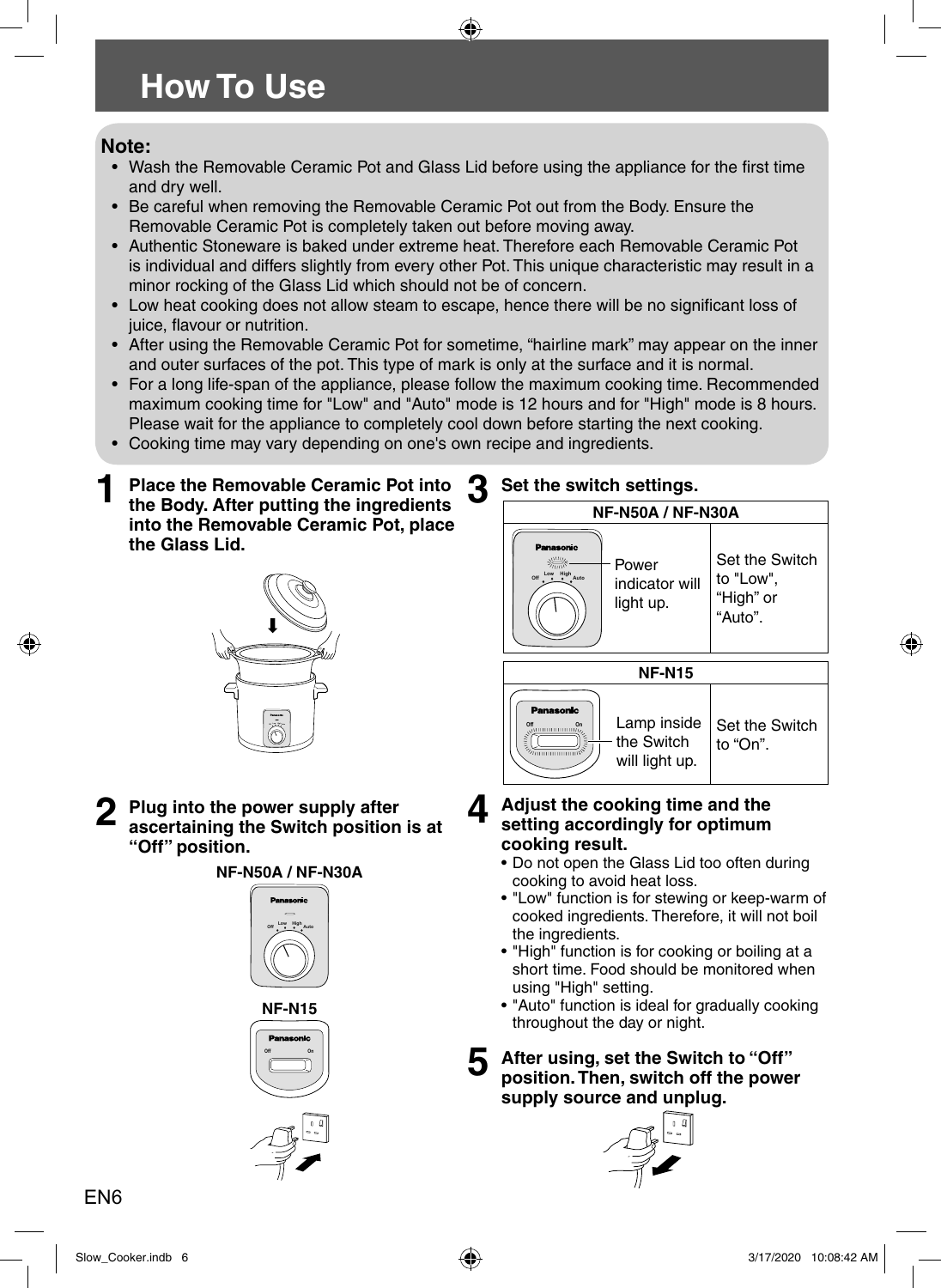# How To Use

**Note:**

- Wash the Removable Ceramic Pot and Glass Lid before using the appliance for the first time and dry well.
- Be careful when removing the Removable Ceramic Pot out from the Body. Ensure the Removable Ceramic Pot is completely taken out before moving away.
- Authentic Stoneware is baked under extreme heat. Therefore each Removable Ceramic Pot is individual and differs slightly from every other Pot. This unique characteristic may result in a minor rocking of the Glass Lid which should not be of concern.
- Low heat cooking does not allow steam to escape, hence there will be no significant loss of juice, flavour or nutrition.
- After using the Removable Ceramic Pot for sometime, "hairline mark" may appear on the inner and outer surfaces of the pot. This type of mark is only at the surface and it is normal.
- For a long life-span of the appliance, please follow the maximum cooking time. Recommended maximum cooking time for "Low" and "Auto" mode is 12 hours and for "High" mode is 8 hours. Please wait for the appliance to completely cool down before starting the next cooking.
- Cooking time may vary depending on one's own recipe and ingredients.

**1 Place the Removable Ceramic Pot into the Body. After putting the ingredients into the Removable Ceramic Pot, place the Glass Lid.**

**2 Plug into the power supply after ascertaining the Switch position is at "Off" position.**

NF-N50A / NF-N30A

NF-N15

**3 Set the switch settings.**

| NF-N50A / NF-N30A | |
|---|---|
| Power indicator will light up. | Set the Switch to "Low", "High" or "Auto". |

| NF-N15 | |
|---|---|
| Lamp inside the Switch will light up. | Set the Switch to "On". |

**4 Adjust the cooking time and the setting accordingly for optimum cooking result.**

- Do not open the Glass Lid too often during cooking to avoid heat loss.
- "Low" function is for stewing or keep-warm of cooked ingredients. Therefore, it will not boil the ingredients.
- "High" function is for cooking or boiling at a short time. Food should be monitored when using "High" setting.
- "Auto" function is ideal for gradually cooking throughout the day or night.

**5 After using, set the Switch to "Off" position. Then, switch off the power supply source and unplug.**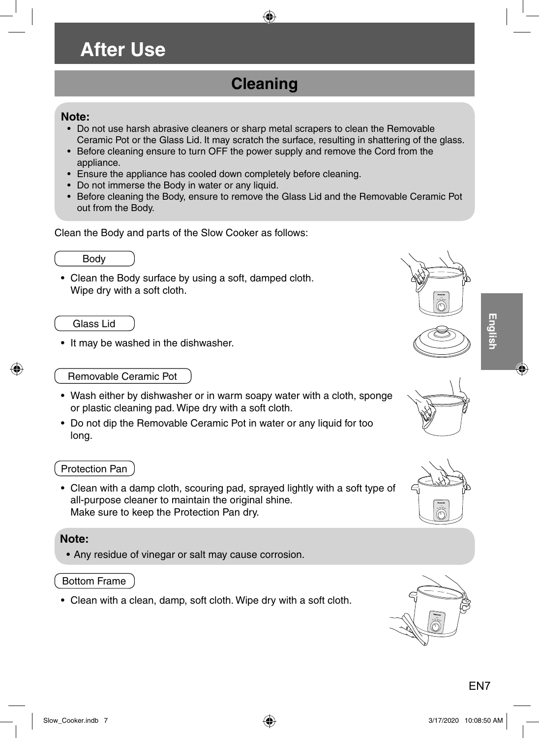# After Use

## Cleaning

**Note:**

- Do not use harsh abrasive cleaners or sharp metal scrapers to clean the Removable Ceramic Pot or the Glass Lid. It may scratch the surface, resulting in shattering of the glass.
- Before cleaning ensure to turn OFF the power supply and remove the Cord from the appliance.
- Ensure the appliance has cooled down completely before cleaning.
- Do not immerse the Body in water or any liquid.
- Before cleaning the Body, ensure to remove the Glass Lid and the Removable Ceramic Pot out from the Body.

Clean the Body and parts of the Slow Cooker as follows:

### Body

- Clean the Body surface by using a soft, damped cloth.
  Wipe dry with a soft cloth.

### Glass Lid

- It may be washed in the dishwasher.

### Removable Ceramic Pot

- Wash either by dishwasher or in warm soapy water with a cloth, sponge or plastic cleaning pad. Wipe dry with a soft cloth.
- Do not dip the Removable Ceramic Pot in water or any liquid for too long.

### Protection Pan

- Clean with a damp cloth, scouring pad, sprayed lightly with a soft type of all-purpose cleaner to maintain the original shine.
  Make sure to keep the Protection Pan dry.

**Note:**

- Any residue of vinegar or salt may cause corrosion.

### Bottom Frame

- Clean with a clean, damp, soft cloth. Wipe dry with a soft cloth.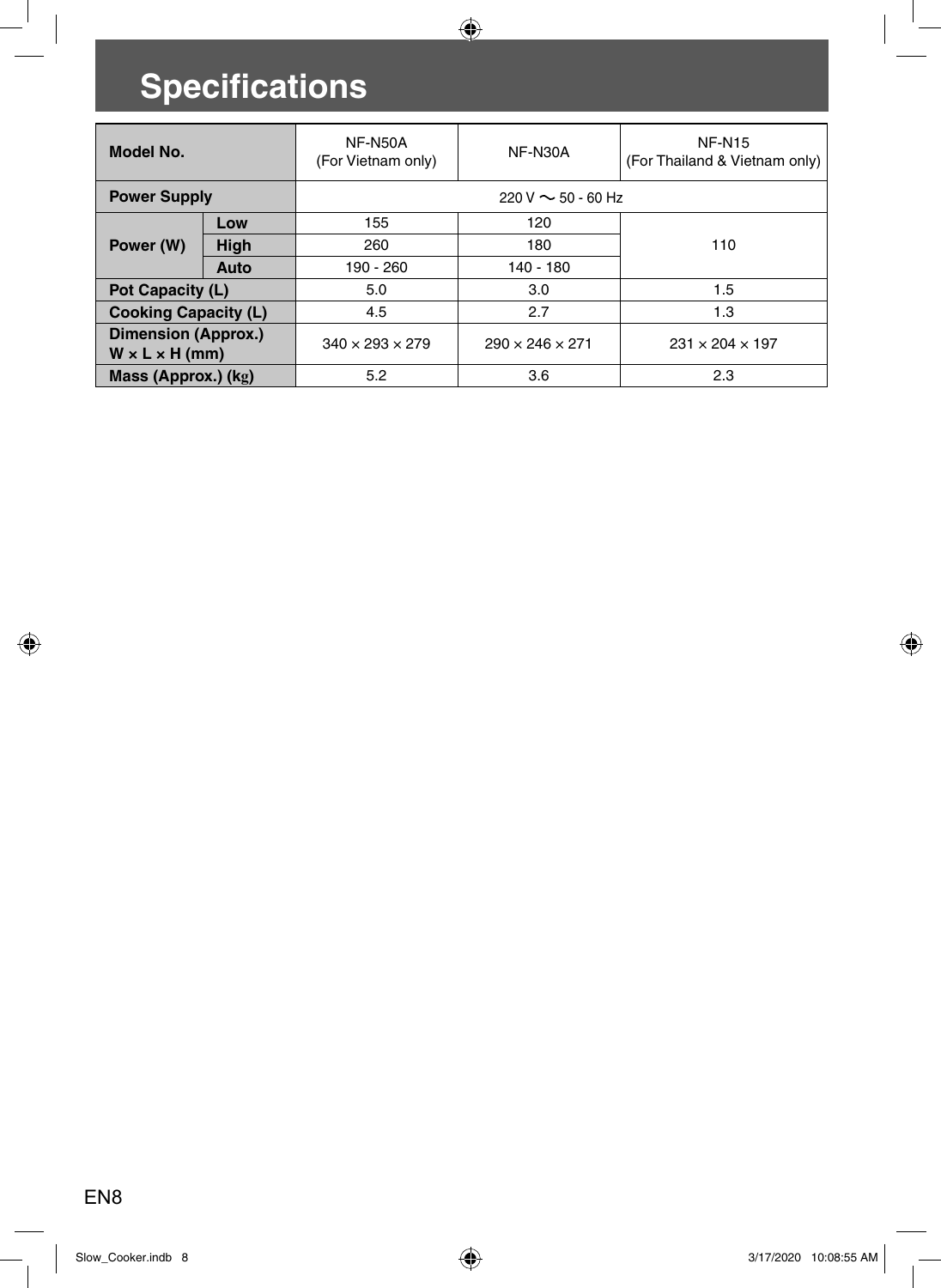# Specifications

| Model No. | | NF-N50A (For Vietnam only) | NF-N30A | NF-N15 (For Thailand & Vietnam only) |
|---|---|---|---|---|
| Power Supply | | 220 V ∼ 50 - 60 Hz | | |
| Power (W) | Low | 155 | 120 | 110 |
| | High | 260 | 180 | |
| | Auto | 190 - 260 | 140 - 180 | |
| Pot Capacity (L) | | 5.0 | 3.0 | 1.5 |
| Cooking Capacity (L) | | 4.5 | 2.7 | 1.3 |
| Dimension (Approx.) W × L × H (mm) | | 340 × 293 × 279 | 290 × 246 × 271 | 231 × 204 × 197 |
| Mass (Approx.) (kg) | | 5.2 | 3.6 | 2.3 |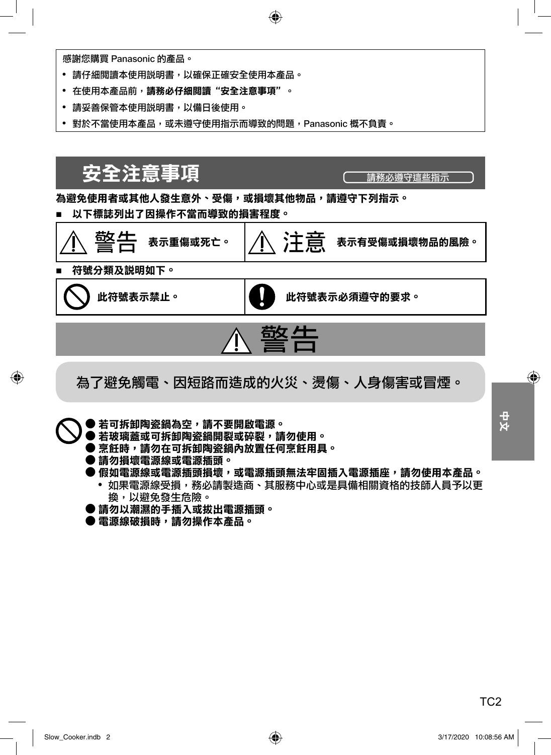感謝您購買 Panasonic 的產品。

- 請仔細閱讀本使用說明書，以確保正確安全使用本產品。
- 在使用本產品前，**請務必仔細閱讀“安全注意事項”**。
- 請妥善保管本使用說明書，以備日後使用。
- 對於不當使用本產品，或未遵守使用指示而導致的問題，Panasonic 概不負責。

# 安全注意事項

請務必遵守這些指示

**為避免使用者或其他人發生意外、受傷，或損壞其他物品，請遵守下列指示。**

■ **以下標誌列出了因操作不當而導致的損害程度。**

| ⚠ 警告 | 表示重傷或死亡。 | ⚠ 注意 | 表示有受傷或損壞物品的風險。 |
|---|---|---|---|

■ **符號分類及說明如下。**

| 🚫 | 此符號表示禁止。 | ❗ | 此符號表示必須遵守的要求。 |
|---|---|---|---|

## ⚠ 警告

**為了避免觸電、因短路而造成的火災、燙傷、人身傷害或冒煙。**

🚫

- **若可拆卸陶瓷鍋為空，請不要開啟電源。**
- **若玻璃蓋或可拆卸陶瓷鍋開裂或碎裂，請勿使用。**
- **烹飪時，請勿在可拆卸陶瓷鍋內放置任何烹飪用具。**
- **請勿損壞電源線或電源插頭。**
- **假如電源線或電源插頭損壞，或電源插頭無法牢固插入電源插座，請勿使用本產品。**
  - 如果電源線受損，務必請製造商、其服務中心或是具備相關資格的技師人員予以更換，以避免發生危險。
- **請勿以潮濕的手插入或拔出電源插頭。**
- **電源線破損時，請勿操作本產品。**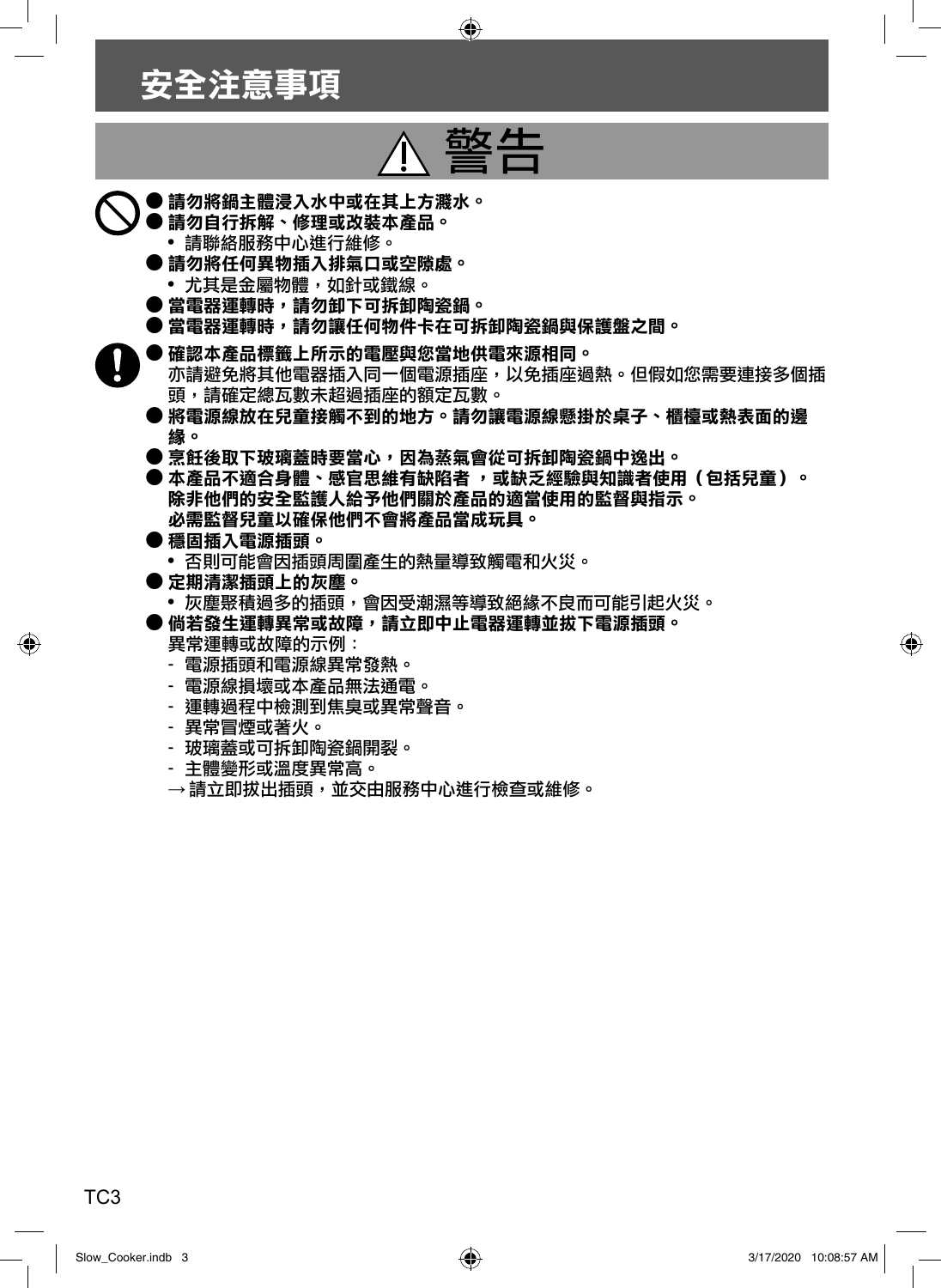# 安全注意事項

## ⚠ 警告

- **請勿將鍋主體浸入水中或在其上方濺水。**
- **請勿自行拆解、修理或改裝本產品。**
  - 請聯絡服務中心進行維修。
- **請勿將任何異物插入排氣口或空隙處。**
  - 尤其是金屬物體，如針或鐵線。
- **當電器運轉時，請勿卸下可拆卸陶瓷鍋。**
- **當電器運轉時，請勿讓任何物件卡在可拆卸陶瓷鍋與保護盤之間。**

- **確認本產品標籤上所示的電壓與您當地供電來源相同。**
  亦請避免將其他電器插入同一個電源插座，以免插座過熱。但假如您需要連接多個插頭，請確定總瓦數未超過插座的額定瓦數。
- **將電源線放在兒童接觸不到的地方。請勿讓電源線懸掛於桌子、櫃檯或熱表面的邊緣。**
- **烹飪後取下玻璃蓋時要當心，因為蒸氣會從可拆卸陶瓷鍋中逸出。**
- **本產品不適合身體、感官思維有缺陷者 ，或缺乏經驗與知識者使用（包括兒童）。除非他們的安全監護人給予他們關於產品的適當使用的監督與指示。必需監督兒童以確保他們不會將產品當成玩具。**
- **穩固插入電源插頭。**
  - 否則可能會因插頭周圍產生的熱量導致觸電和火災。
- **定期清潔插頭上的灰塵。**
  - 灰塵聚積過多的插頭，會因受潮濕等導致絕緣不良而可能引起火災。
- **倘若發生運轉異常或故障，請立即中止電器運轉並拔下電源插頭。**
  異常運轉或故障的示例：
  - 電源插頭和電源線異常發熱。
  - 電源線損壞或本產品無法通電。
  - 運轉過程中檢測到焦臭或異常聲音。
  - 異常冒煙或著火。
  - 玻璃蓋或可拆卸陶瓷鍋開裂。
  - 主體變形或溫度異常高。

  → 請立即拔出插頭，並交由服務中心進行檢查或維修。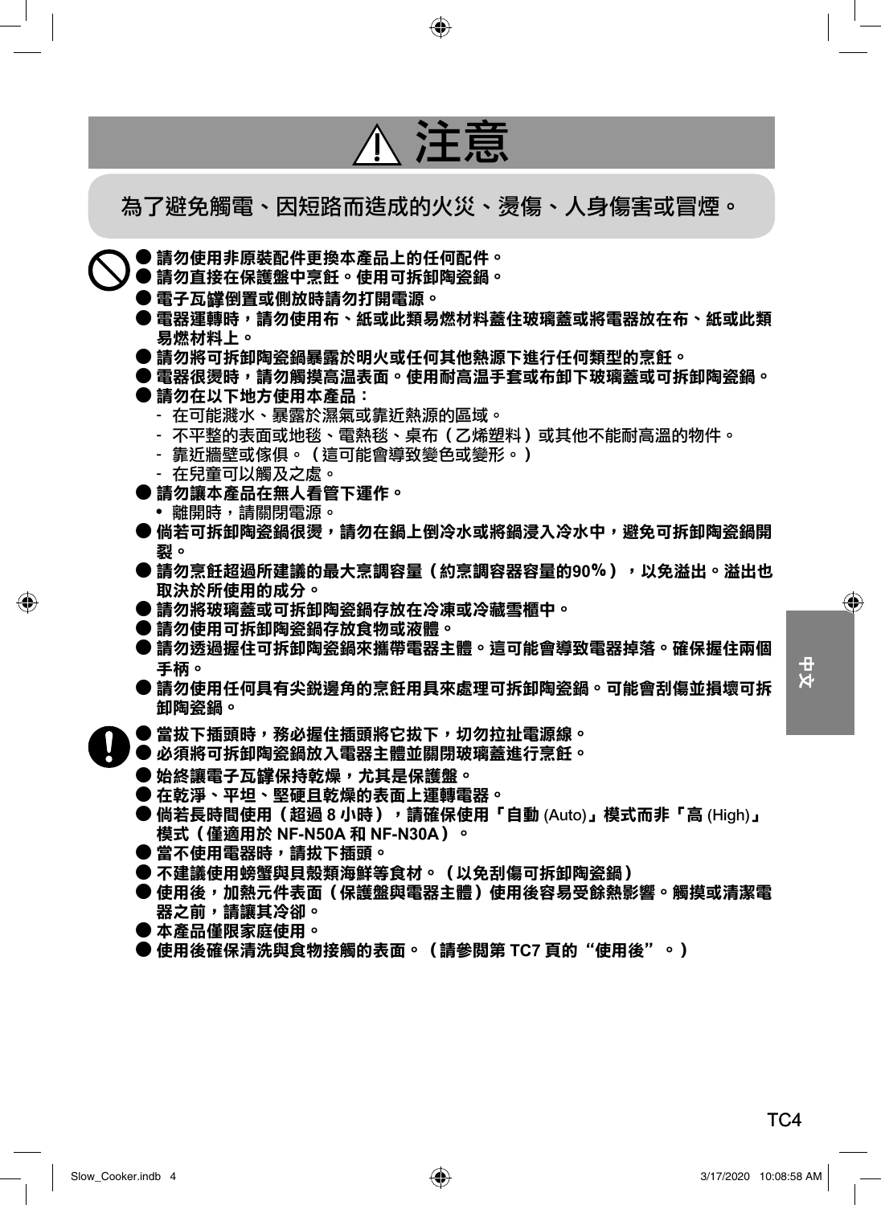# ⚠ 注意

**為了避免觸電、因短路而造成的火災、燙傷、人身傷害或冒煙。**

- **請勿使用非原裝配件更換本產品上的任何配件。**
- **請勿直接在保護盤中烹飪。使用可拆卸陶瓷鍋。**
- **電子瓦罉倒置或側放時請勿打開電源。**
- **電器運轉時，請勿使用布、紙或此類易燃材料蓋住玻璃蓋或將電器放在布、紙或此類易燃材料上。**
- **請勿將可拆卸陶瓷鍋暴露於明火或任何其他熱源下進行任何類型的烹飪。**
- **電器很燙時，請勿觸摸高溫表面。使用耐高溫手套或布卸下玻璃蓋或可拆卸陶瓷鍋。**
- **請勿在以下地方使用本產品：**
  - 在可能濺水、暴露於濕氣或靠近熱源的區域。
  - 不平整的表面或地毯、電熱毯、桌布（乙烯塑料）或其他不能耐高溫的物件。
  - 靠近牆壁或傢俱。（這可能會導致變色或變形。）
  - 在兒童可以觸及之處。
- **請勿讓本產品在無人看管下運作。**
  - 離開時，請關閉電源。
- **倘若可拆卸陶瓷鍋很燙，請勿在鍋上倒冷水或將鍋浸入冷水中，避免可拆卸陶瓷鍋開裂。**
- **請勿烹飪超過所建議的最大烹調容量（約烹調容器器容量的90%），以免溢出。溢出也取決於所使用的成分。**
- **請勿將玻璃蓋或可拆卸陶瓷鍋存放在冷凍或冷藏雪櫃中。**
- **請勿使用可拆卸陶瓷鍋存放食物或液體。**
- **請勿透過握住可拆卸陶瓷鍋來攜帶電器主體。這可能會導致電器掉落。確保握住兩個手柄。**
- **請勿使用任何具有尖銳邊角的烹飪用具來處理可拆卸陶瓷鍋。可能會刮傷並損壞可拆卸陶瓷鍋。**

- **當拔下插頭時，務必握住插頭將它拔下，切勿拉扯電源線。**
- **必須將可拆卸陶瓷鍋放入電器主體並關閉玻璃蓋進行烹飪。**
- **始終讓電子瓦罉保持乾燥，尤其是保護盤。**
- **在乾淨、平坦、堅硬且乾燥的表面上運轉電器。**
- **倘若長時間使用（超過 8 小時），請確保使用「自動 (Auto)」模式而非「高 (High)」模式（僅適用於 NF-N50A 和 NF-N30A）。**
- **當不使用電器時，請拔下插頭。**
- **不建議使用螃蟹與貝殼類海鮮等食材。（以免刮傷可拆卸陶瓷鍋）**
- **使用後，加熱元件表面（保護盤與電器主體）使用後容易受餘熱影響。觸摸或清潔電器之前，請讓其冷卻。**
- **本產品僅限家庭使用。**
- **使用後確保清洗與食物接觸的表面。（請參閱第 TC7 頁的“使用後”。）**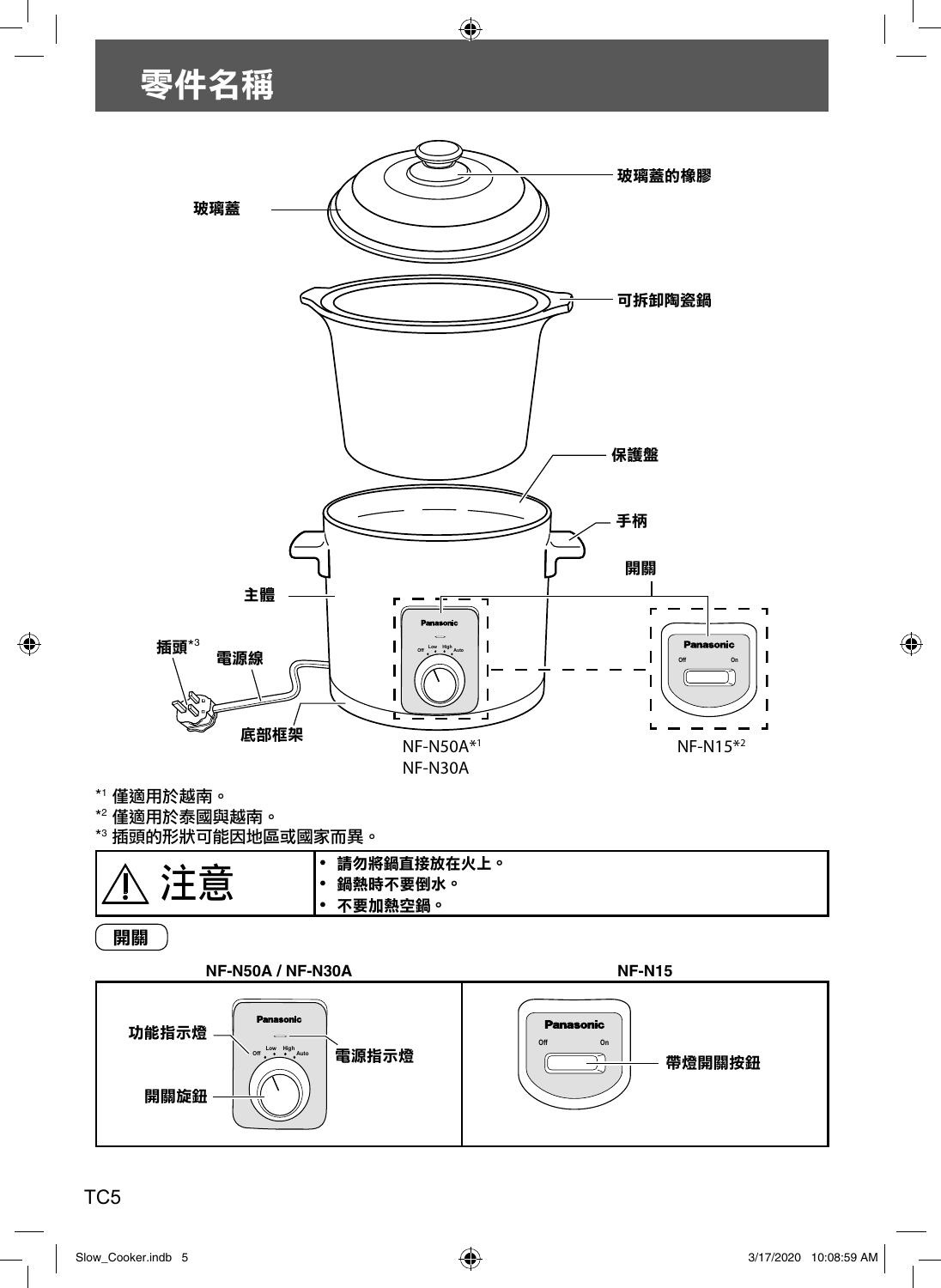# 零件名稱

玻璃蓋

玻璃蓋的橡膠

可拆卸陶瓷鍋

保護盤

手柄

開關

主體

插頭[3]

電源線

底部框架

NF-N50A[1]
NF-N30A

NF-N15[2]

[1] 僅適用於越南。
[2] 僅適用於泰國與越南。
[3] 插頭的形狀可能因地區或國家而異。

| ⚠ 注意 | • 請勿將鍋直接放在火上。<br>• 鍋熱時不要倒水。<br>• 不要加熱空鍋。 |
|---|---|

**開關**

| NF-N50A / NF-N30A | NF-N15 |
|---|---|
| 功能指示燈<br>電源指示燈<br>開關旋鈕 | 帶燈開關按鈕 |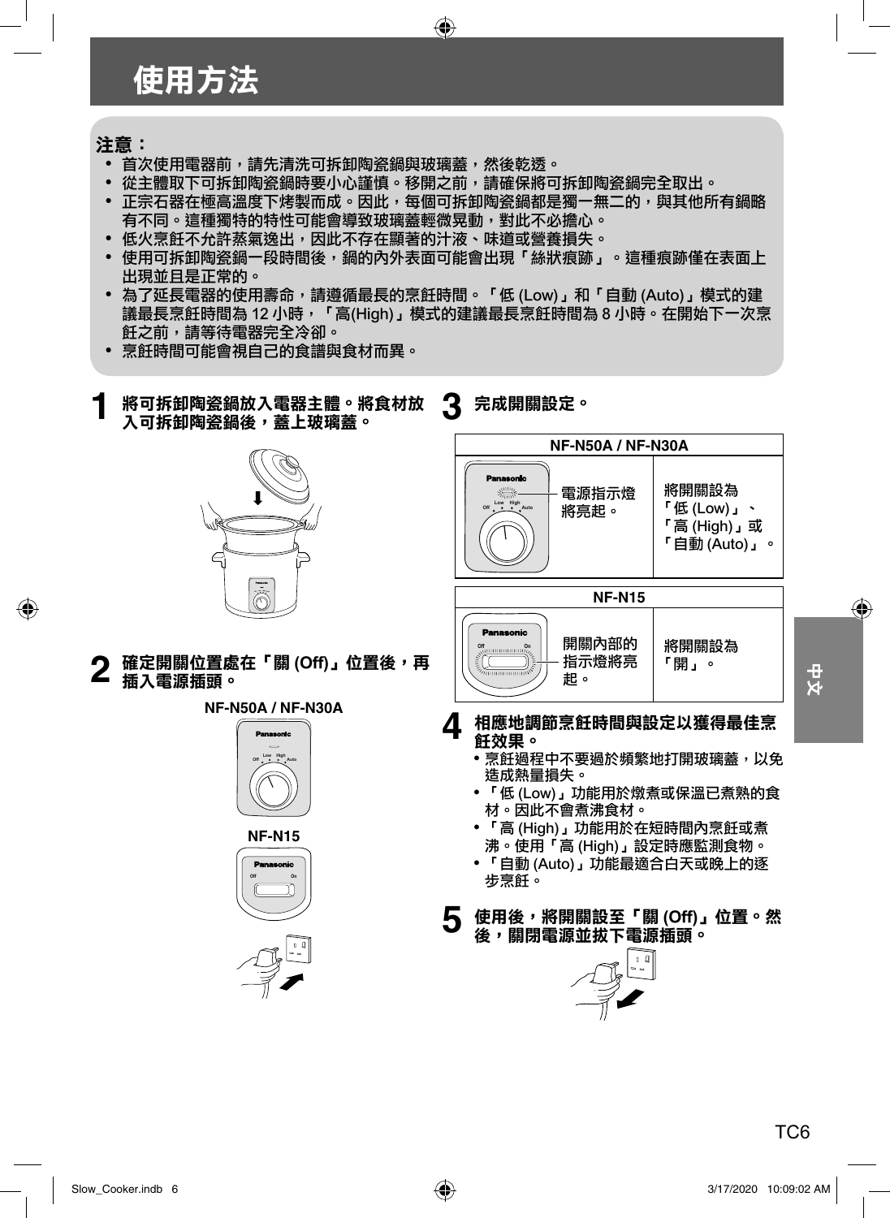# 使用方法

**注意：**

- 首次使用電器前，請先清洗可拆卸陶瓷鍋與玻璃蓋，然後乾透。
- 從主體取下可拆卸陶瓷鍋時要小心謹慎。移開之前，請確保將可拆卸陶瓷鍋完全取出。
- 正宗石器在極高溫度下烤製而成。因此，每個可拆卸陶瓷鍋都是獨一無二的，與其他所有鍋略有不同。這種獨特的特性可能會導致玻璃蓋輕微晃動，對此不必擔心。
- 低火烹飪不允許蒸氣逸出，因此不存在顯著的汁液、味道或營養損失。
- 使用可拆卸陶瓷鍋一段時間後，鍋的內外表面可能會出現「絲狀痕跡」。這種痕跡僅在表面上出現並且是正常的。
- 為了延長電器的使用壽命，請遵循最長的烹飪時間。「低 (Low)」和「自動 (Auto)」模式的建議最長烹飪時間為 12 小時，「高(High)」模式的建議最長烹飪時間為 8 小時。在開始下一次烹飪之前，請等待電器完全冷卻。
- 烹飪時間可能會視自己的食譜與食材而異。

**1** **將可拆卸陶瓷鍋放入電器主體。將食材放入可拆卸陶瓷鍋後，蓋上玻璃蓋。**

**2** **確定開關位置處在「關 (Off)」位置後，再插入電源插頭。**

NF-N50A / NF-N30A

NF-N15

**3** **完成開關設定。**

| NF-N50A / NF-N30A | |
|---|---|
| 電源指示燈將亮起。 | 將開關設為「低 (Low)」、「高 (High)」或「自動 (Auto)」。 |

| NF-N15 | |
|---|---|
| 開關內部的指示燈將亮起。 | 將開關設為「開」。 |

**4** **相應地調節烹飪時間與設定以獲得最佳烹飪效果。**

- 烹飪過程中不要過於頻繁地打開玻璃蓋，以免造成熱量損失。
- 「低 (Low)」功能用於燉煮或保溫已煮熟的食材。因此不會煮沸食材。
- 「高 (High)」功能用於在短時間內烹飪或煮沸。使用「高 (High)」設定時應監測食物。
- 「自動 (Auto)」功能最適合白天或晚上的逐步烹飪。

**5** **使用後，將開關設至「關 (Off)」位置。然後，關閉電源並拔下電源插頭。**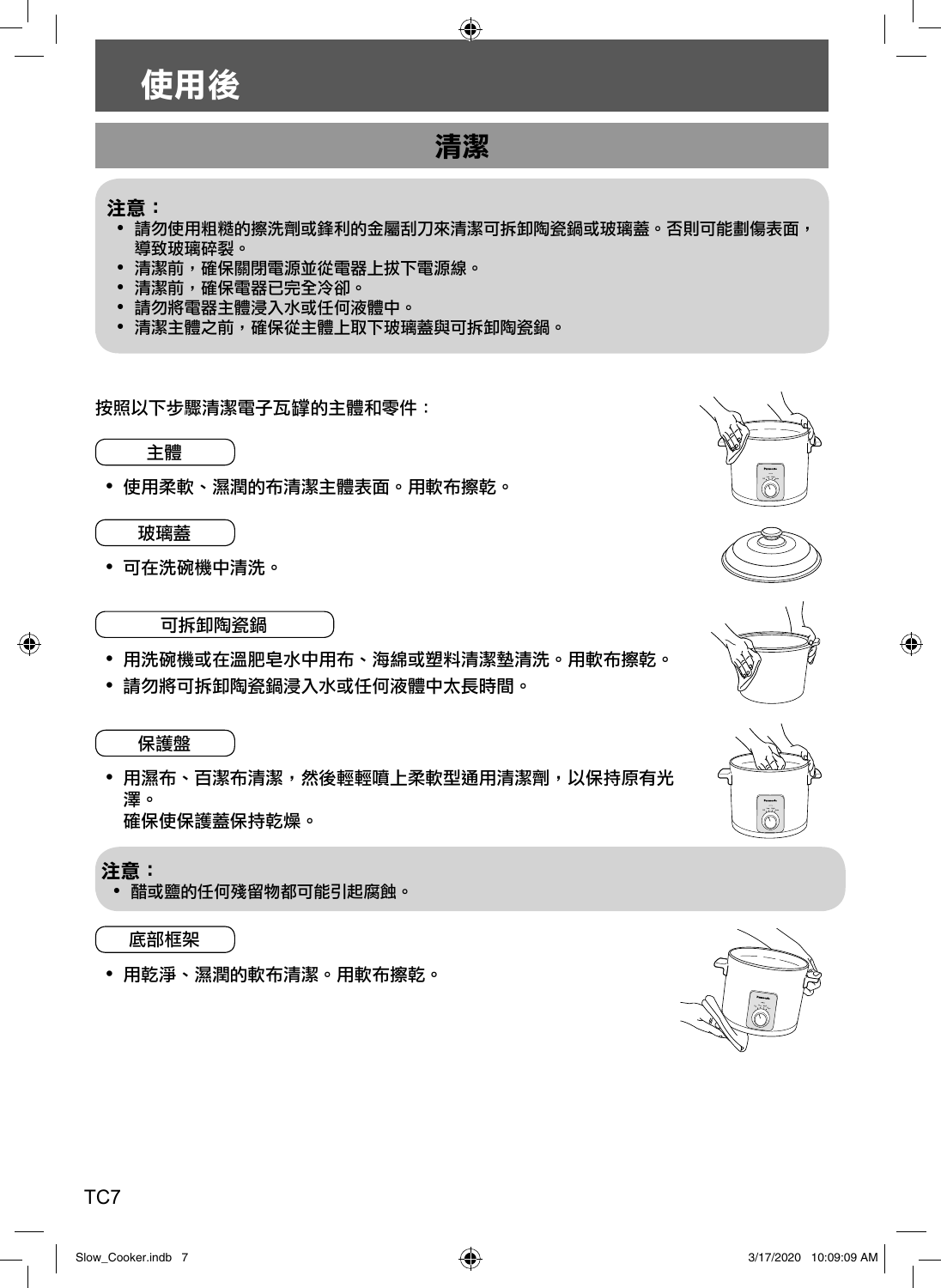# 使用後

## 清潔

**注意：**
- 請勿使用粗糙的擦洗劑或鋒利的金屬刮刀來清潔可拆卸陶瓷鍋或玻璃蓋。否則可能劃傷表面，導致玻璃碎裂。
- 清潔前，確保關閉電源並從電器上拔下電源線。
- 清潔前，確保電器已完全冷卻。
- 請勿將電器主體浸入水或任何液體中。
- 清潔主體之前，確保從主體上取下玻璃蓋與可拆卸陶瓷鍋。

按照以下步驟清潔電子瓦罉的主體和零件：

### 主體

- 使用柔軟、濕潤的布清潔主體表面。用軟布擦乾。

### 玻璃蓋

- 可在洗碗機中清洗。

### 可拆卸陶瓷鍋

- 用洗碗機或在溫肥皂水中用布、海綿或塑料清潔墊清洗。用軟布擦乾。
- 請勿將可拆卸陶瓷鍋浸入水或任何液體中太長時間。

### 保護盤

- 用濕布、百潔布清潔，然後輕輕噴上柔軟型通用清潔劑，以保持原有光澤。
  確保使保護蓋保持乾燥。

**注意：**
- 醋或鹽的任何殘留物都可能引起腐蝕。

### 底部框架

- 用乾淨、濕潤的軟布清潔。用軟布擦乾。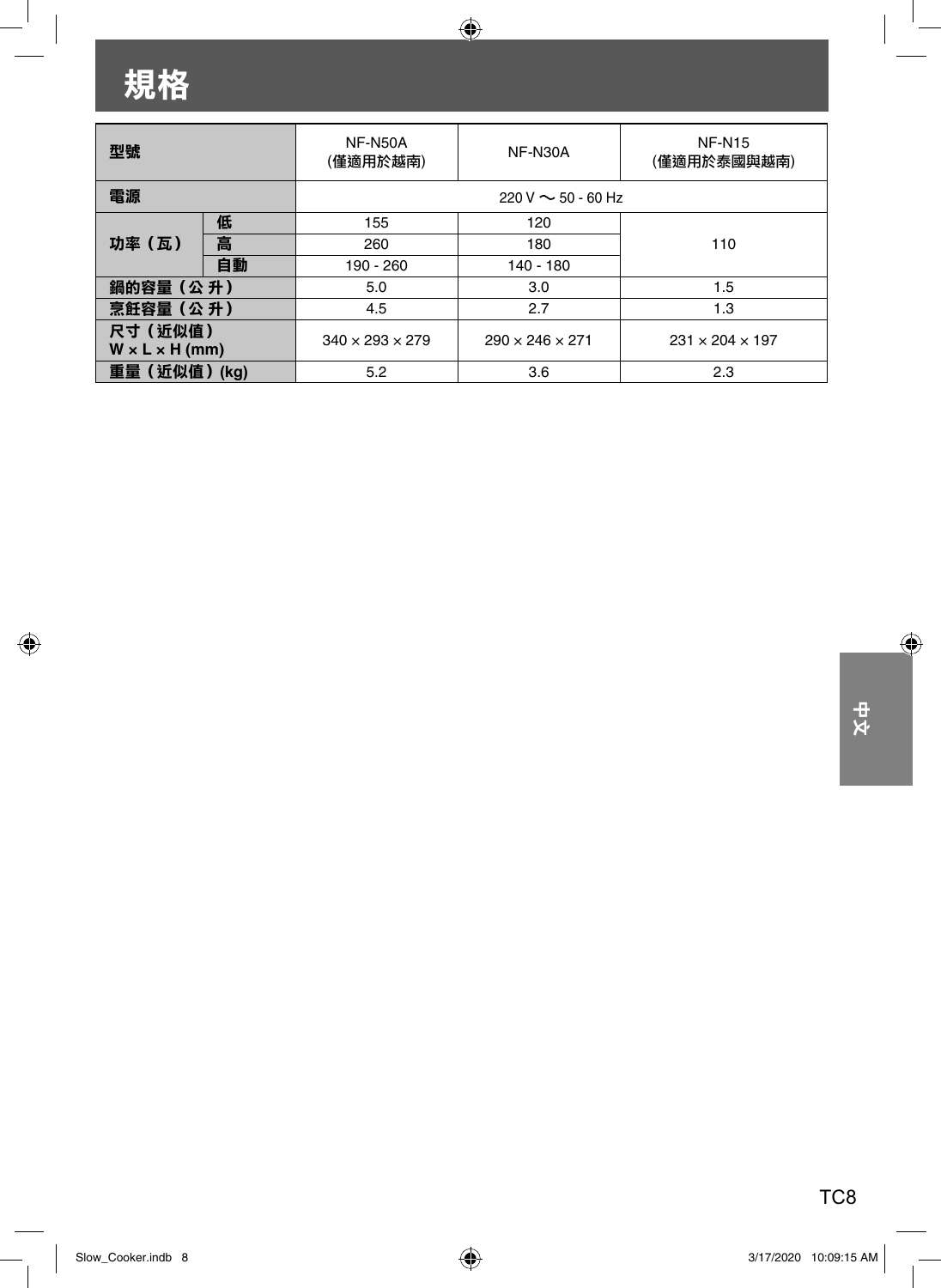# 規格

| 型號 | | NF-N50A (僅適用於越南) | NF-N30A | NF-N15 (僅適用於泰國與越南) |
|---|---|---|---|---|
| 電源 | | 220 V 〜 50 - 60 Hz | | |
| 功率（瓦） | 低 | 155 | 120 | 110 |
| | 高 | 260 | 180 | |
| | 自動 | 190 - 260 | 140 - 180 | |
| 鍋的容量（公 升） | | 5.0 | 3.0 | 1.5 |
| 烹飪容量（公 升） | | 4.5 | 2.7 | 1.3 |
| 尺寸（近似值） W × L × H (mm) | | 340 × 293 × 279 | 290 × 246 × 271 | 231 × 204 × 197 |
| 重量（近似值）(kg) | | 5.2 | 3.6 | 2.3 |

中文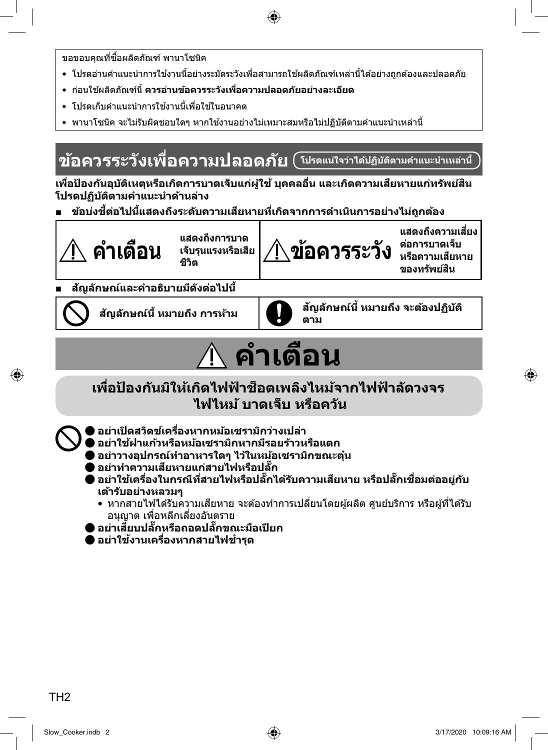ขอขอบคุณที่ซื้อผลิตภัณฑ์ พานาโซนิค

- โปรดอ่านคำแนะนำการใช้งานนี้อย่างระมัดระวังเพื่อสามารถใช้ผลิตภัณฑ์เหล่านี้ได้อย่างถูกต้องและปลอดภัย
- ก่อนใช้ผลิตภัณฑ์นี้ **ควรอ่านข้อควรระวังเพื่อความปลอดภัยอย่างละเอียด**
- โปรดเก็บคำแนะนำการใช้งานนี้เพื่อใช้ในอนาคต
- พานาโซนิค จะไม่รับผิดชอบใดๆ หากใช้งานอย่างไม่เหมาะสมหรือไม่ปฏิบัติตามคำแนะนำเหล่านี้

# ข้อควรระวังเพื่อความปลอดภัย (โปรดแน่ใจว่าได้ปฏิบัติตามคำแนะนำเหล่านี้)

**เพื่อป้องกันอุบัติเหตุหรือเกิดการบาดเจ็บแก่ผู้ใช้ บุคคลอื่น และเกิดความเสียหายแก่ทรัพย์สิน โปรดปฏิบัติตามคำแนะนำด้านล่าง**

■ **ข้อบ่งชี้ต่อไปนี้แสดงถึงระดับความเสียหายที่เกิดจากการดำเนินการอย่างไม่ถูกต้อง**

| | | | |
|---|---|---|---|
| ⚠ **คำเตือน** | **แสดงถึงการบาดเจ็บรุนแรงหรือเสียชีวิต** | ⚠ **ข้อควรระวัง** | **แสดงถึงความเสี่ยงต่อการบาดเจ็บหรือความเสียหายของทรัพย์สิน** |

■ **สัญลักษณ์และคำอธิบายมีดังต่อไปนี้**

| | |
|---|---|
| 🛇 **สัญลักษณ์นี้ หมายถึง การห้าม** | ❗ **สัญลักษณ์นี้ หมายถึง จะต้องปฏิบัติตาม** |

# ⚠ คำเตือน

## เพื่อป้องกันมิให้เกิดไฟฟ้าช็อตเพลิงไหม้จากไฟฟ้าลัดวงจร ไฟไหม้ บาดเจ็บ หรือควัน

🛇

- **อย่าเปิดสวิตช์เครื่องหากหม้อเซรามิกว่างเปล่า**
- **อย่าใช้ฝาแก้วหรือหม้อเซรามิกหากมีรอยร้าวหรือแตก**
- **อย่าวางอุปกรณ์ทำอาหารใดๆ ไว้ในหม้อเซรามิกขณะตุ๋น**
- **อย่าทำความเสียหายแก่สายไฟหรือปลั๊ก**
- **อย่าใช้เครื่องในกรณีที่สายไฟหรือปลั๊กได้รับความเสียหาย หรือปลั๊กเชื่อมต่ออยู่กับเต้ารับอย่างหลวมๆ**
  - หากสายไฟได้รับความเสียหาย จะต้องทำการเปลี่ยนโดยผู้ผลิต ศูนย์บริการ หรือผู้ที่ได้รับอนุญาต เพื่อหลีกเลี่ยงอันตราย
- **อย่าเสียบปลั๊กหรือถอดปลั๊กขณะมือเปียก**
- **อย่าใช้งานเครื่องหากสายไฟชำรุด**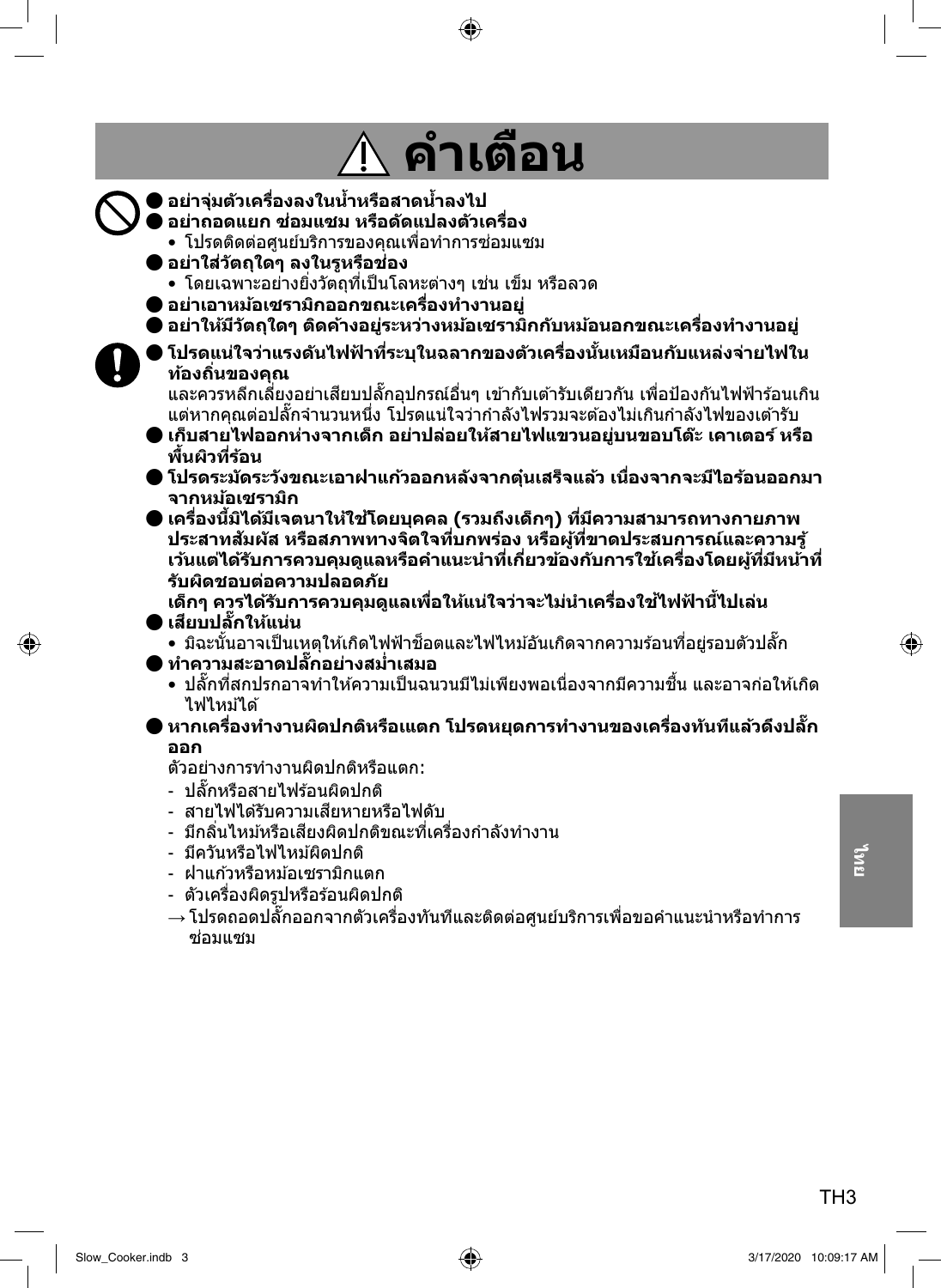# ⚠ คำเตือน

- **อย่าจุ่มตัวเครื่องลงในน้ำหรือสาดน้ำลงไป**
- **อย่าถอดแยก ซ่อมแซม หรือดัดแปลงตัวเครื่อง**
  - โปรดติดต่อศูนย์บริการของคุณเพื่อทำการซ่อมแซม
- **อย่าใส่วัตถุใดๆ ลงในรูหรือช่อง**
  - โดยเฉพาะอย่างยิ่งวัตถุที่เป็นโลหะต่างๆ เช่น เข็ม หรือลวด
- **อย่าเอาหม้อเซรามิกออกขณะเครื่องทำงานอยู่**
- **อย่าให้มีวัตถุใดๆ ติดค้างอยู่ระหว่างหม้อเซรามิกกับหม้อนอกขณะเครื่องทำงานอยู่**

- **โปรดแน่ใจว่าแรงดันไฟฟ้าที่ระบุในฉลากของตัวเครื่องนั้นเหมือนกับแหล่งจ่ายไฟในท้องถิ่นของคุณ**
  และควรหลีกเลี่ยงอย่าเสียบปลั๊กอุปกรณ์อื่นๆ เข้ากับเต้ารับเดียวกัน เพื่อป้องกันไฟฟ้าร้อนเกิน แต่หากคุณต่อปลั๊กจำนวนหนึ่ง โปรดแน่ใจว่ากำลังไฟรวมจะต้องไม่เกินกำลังไฟของเต้ารับ
- **เก็บสายไฟออกห่างจากเด็ก อย่าปล่อยให้สายไฟแขวนอยู่บนขอบโต๊ะ เคาเตอร์ หรือพื้นผิวที่ร้อน**
- **โปรดระมัดระวังขณะเอาฝาแก้วออกหลังจากตุ๋นเสร็จแล้ว เนื่องจากจะมีไอร้อนออกมาจากหม้อเซรามิก**
- **เครื่องนี้มิได้มีเจตนาให้ใช้โดยบุคคล (รวมถึงเด็กๆ) ที่มีความสามารถทางกายภาพ ประสาทสัมผัส หรือสภาพทางจิตใจที่บกพร่อง หรือผู้ที่ขาดประสบการณ์และความรู้ เว้นแต่ได้รับการควบคุมดูแลหรือคำแนะนำที่เกี่ยวข้องกับการใช้เครื่องโดยผู้ที่มีหน้าที่รับผิดชอบต่อความปลอดภัย**
  **เด็กๆ ควรได้รับการควบคุมดูแลเพื่อให้แน่ใจว่าจะไม่นำเครื่องใช้ไฟฟ้านี้ไปเล่น**
- **เสียบปลั๊กให้แน่น**
  - มิฉะนั้นอาจเป็นเหตุให้เกิดไฟฟ้าช็อตและไฟไหม้อันเกิดจากความร้อนที่อยู่รอบตัวปลั๊ก
- **ทำความสะอาดปลั๊กอย่างสม่ำเสมอ**
  - ปลั๊กที่สกปรกอาจทำให้ความเป็นฉนวนมีไม่เพียงพอเนื่องจากมีความชื้น และอาจก่อให้เกิดไฟไหม้ได้
- **หากเครื่องทำงานผิดปกติหรือแตก โปรดหยุดการทำงานของเครื่องทันทีแล้วดึงปลั๊กออก**
  ตัวอย่างการทำงานผิดปกติหรือแตก:
  - ปลั๊กหรือสายไฟร้อนผิดปกติ
  - สายไฟได้รับความเสียหายหรือไฟดับ
  - มีกลิ่นไหม้หรือเสียงผิดปกติขณะที่เครื่องกำลังทำงาน
  - มีควันหรือไฟไหม้ผิดปกติ
  - ฝาแก้วหรือหม้อเซรามิกแตก
  - ตัวเครื่องผิดรูปหรือร้อนผิดปกติ

  → โปรดถอดปลั๊กออกจากตัวเครื่องทันทีและติดต่อศูนย์บริการเพื่อขอคำแนะนำหรือทำการซ่อมแซม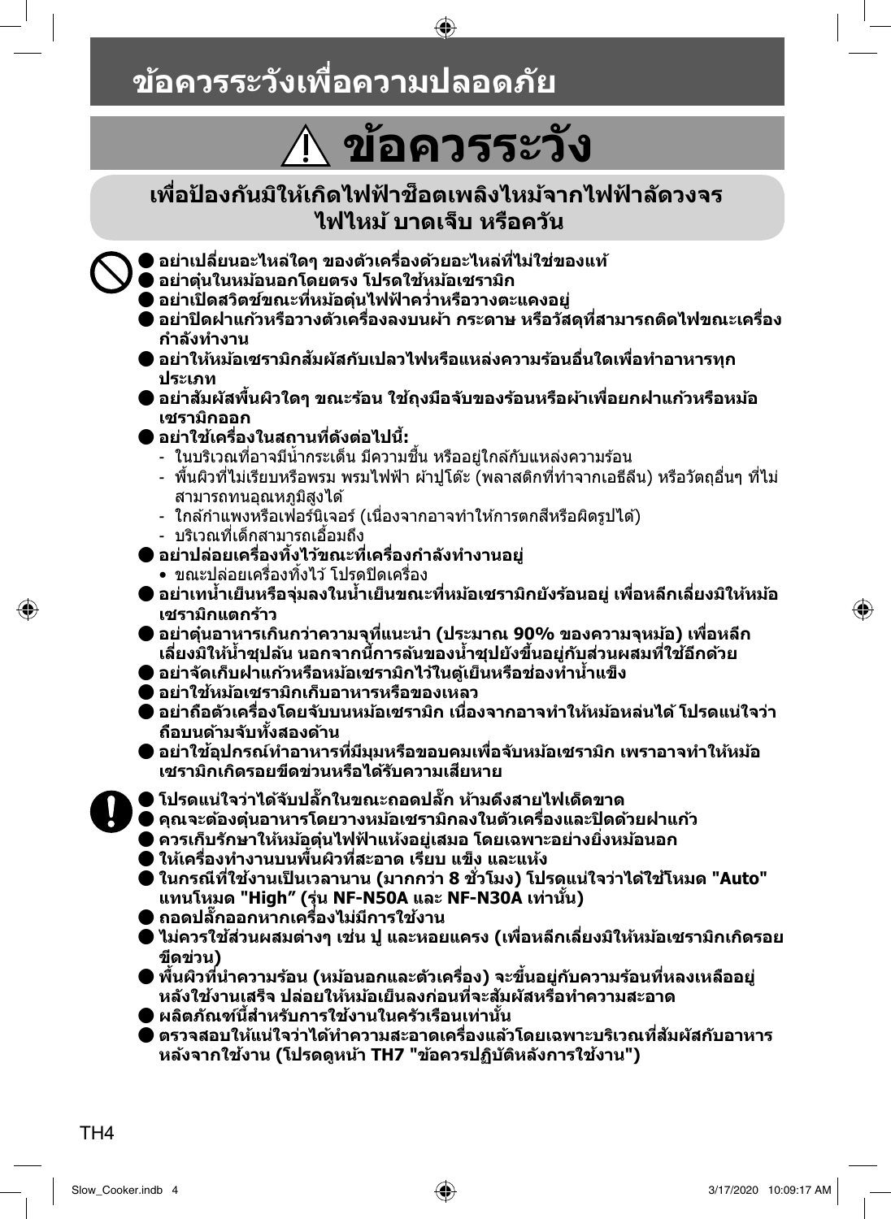# ข้อควรระวังเพื่อความปลอดภัย

## ⚠ ข้อควรระวัง

**เพื่อป้องกันมิให้เกิดไฟฟ้าช็อตเพลิงไหม้จากไฟฟ้าลัดวงจร ไฟไหม้ บาดเจ็บ หรือควัน**

- **อย่าเปลี่ยนอะไหล่ใดๆ ของตัวเครื่องด้วยอะไหล่ที่ไม่ใช่ของแท้**
- **อย่าตุ๋นในหม้อนอกโดยตรง โปรดใช้หม้อเซรามิก**
- **อย่าเปิดสวิตช์ขณะที่หม้อตุ๋นไฟฟ้าคว่ำหรือวางตะแคงอยู่**
- **อย่าปิดฝาแก้วหรือวางตัวเครื่องลงบนผ้า กระดาษ หรือวัสดุที่สามารถติดไฟขณะเครื่องกำลังทำงาน**
- **อย่าให้หม้อเซรามิกสัมผัสกับเปลวไฟหรือแหล่งความร้อนอื่นใดเพื่อทำอาหารทุกประเภท**
- **อย่าสัมผัสพื้นผิวใดๆ ขณะร้อน ใช้ถุงมือจับของร้อนหรือผ้าเพื่อยกฝาแก้วหรือหม้อเซรามิกออก**
- **อย่าใช้เครื่องในสถานที่ดังต่อไปนี้:**
  - ในบริเวณที่อาจมีน้ำกระเด็น มีความชื้น หรืออยู่ใกล้กับแหล่งความร้อน
  - พื้นผิวที่ไม่เรียบหรือพรม พรมไฟฟ้า ผ้าปูโต๊ะ (พลาสติกที่ทำจากเอธีลีน) หรือวัตถุอื่นๆ ที่ไม่สามารถทนอุณหภูมิสูงได้
  - ใกล้กำแพงหรือเฟอร์นิเจอร์ (เนื่องจากอาจทำให้การตกสีหรือผิดรูปได้)
  - บริเวณที่เด็กสามารถเอื้อมถึง
- **อย่าปล่อยเครื่องทิ้งไว้ขณะที่เครื่องกำลังทำงานอยู่**
  - ขณะปล่อยเครื่องทิ้งไว้ โปรดปิดเครื่อง
- **อย่าเทน้ำเย็นหรือจุ่มลงในน้ำเย็นขณะที่หม้อเซรามิกยังร้อนอยู่ เพื่อหลีกเลี่ยงมิให้หม้อเซรามิกแตกร้าว**
- **อย่าตุ๋นอาหารเกินกว่าความจุที่แนะนำ (ประมาณ 90% ของความจุหม้อ) เพื่อหลีกเลี่ยงมิให้น้ำซุปล้น นอกจากนี้การล้นของน้ำซุปยังขึ้นอยู่กับส่วนผสมที่ใช้อีกด้วย**
- **อย่าจัดเก็บฝาแก้วหรือหม้อเซรามิกไว้ในตู้เย็นหรือช่องทำน้ำแข็ง**
- **อย่าใช้หม้อเซรามิกเก็บอาหารหรือของเหลว**
- **อย่าถือตัวเครื่องโดยจับบนหม้อเซรามิก เนื่องจากอาจทำให้หม้อหล่นได้ โปรดแน่ใจว่าถือบนด้ามจับทั้งสองด้าน**
- **อย่าใช้อุปกรณ์ทำอาหารที่มีมุมหรือขอบคมเพื่อจับหม้อเซรามิก เพราะอาจทำให้หม้อเซรามิกเกิดรอยขีดข่วนหรือได้รับความเสียหาย**

- **โปรดแน่ใจว่าได้จับปลั๊กในขณะถอดปลั๊ก ห้ามดึงสายไฟเด็ดขาด**
- **คุณจะต้องตุ๋นอาหารโดยวางหม้อเซรามิกลงในตัวเครื่องและปิดด้วยฝาแก้ว**
- **ควรเก็บรักษาให้หม้อตุ๋นไฟฟ้าแห้งอยู่เสมอ โดยเฉพาะอย่างยิ่งหม้อนอก**
- **ให้เครื่องทำงานบนพื้นผิวที่สะอาด เรียบ แข็ง และแห้ง**
- **ในกรณีที่ใช้งานเป็นเวลานาน (มากกว่า 8 ชั่วโมง) โปรดแน่ใจว่าได้ใช้โหมด "Auto" แทนโหมด "High" (รุ่น NF-N50A และ NF-N30A เท่านั้น)**
- **ถอดปลั๊กออกหากเครื่องไม่มีการใช้งาน**
- **ไม่ควรใช้ส่วนผสมต่างๆ เช่น ปู และหอยแครง (เพื่อหลีกเลี่ยงมิให้หม้อเซรามิกเกิดรอยขีดข่วน)**
- **พื้นผิวที่นำความร้อน (หม้อนอกและตัวเครื่อง) จะขึ้นอยู่กับความร้อนที่หลงเหลืออยู่หลังใช้งานเสร็จ ปล่อยให้หม้อเย็นลงก่อนที่จะสัมผัสหรือทำความสะอาด**
- **ผลิตภัณฑ์นี้สำหรับการใช้งานในครัวเรือนเท่านั้น**
- **ตรวจสอบให้แน่ใจว่าได้ทำความสะอาดเครื่องแล้วโดยเฉพาะบริเวณที่สัมผัสกับอาหารหลังจากใช้งาน (โปรดดูหน้า TH7 "ข้อควรปฏิบัติหลังการใช้งาน")**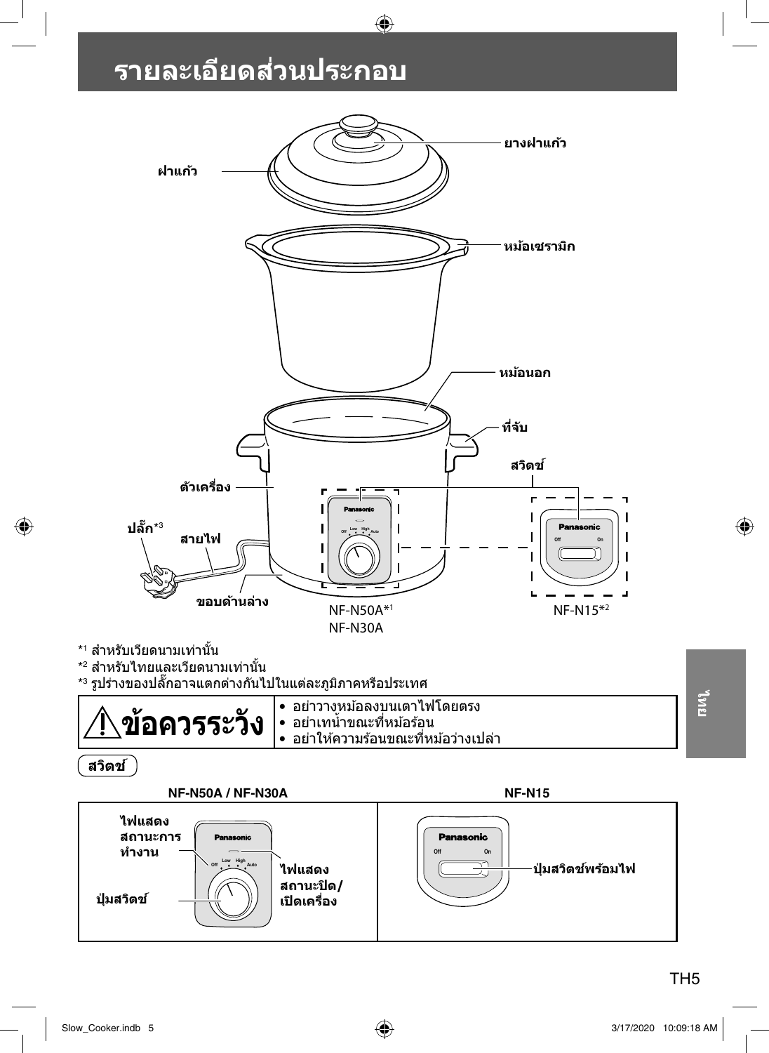# รายละเอียดส่วนประกอบ

ยางฝาแก้ว

ฝาแก้ว

หม้อเซรามิก

หม้อนอก

ที่จับ

สวิตช์

ตัวเครื่อง

ปลั๊ก[*3]

สายไฟ

ขอบด้านล่าง

NF-N50A[*1]
NF-N30A

NF-N15[*2]

[*1] สำหรับเวียดนามเท่านั้น
[*2] สำหรับไทยและเวียดนามเท่านั้น
[*3] รูปร่างของปลั๊กอาจแตกต่างกันไปในแต่ละภูมิภาคหรือประเทศ

| ⚠ข้อควรระวัง | • อย่าวางหม้อลงบนเตาไฟโดยตรง<br>• อย่าเทน้ำขณะที่หม้อร้อน<br>• อย่าให้ความร้อนขณะที่หม้อว่างเปล่า |
|---|---|

**สวิตช์**

| NF-N50A / NF-N30A | NF-N15 |
|---|---|
| ไฟแสดงสถานะการทำงาน<br>ปุ่มสวิตช์<br>ไฟแสดงสถานะปิด/เปิดเครื่อง | ปุ่มสวิตช์พร้อมไฟ |

ไทย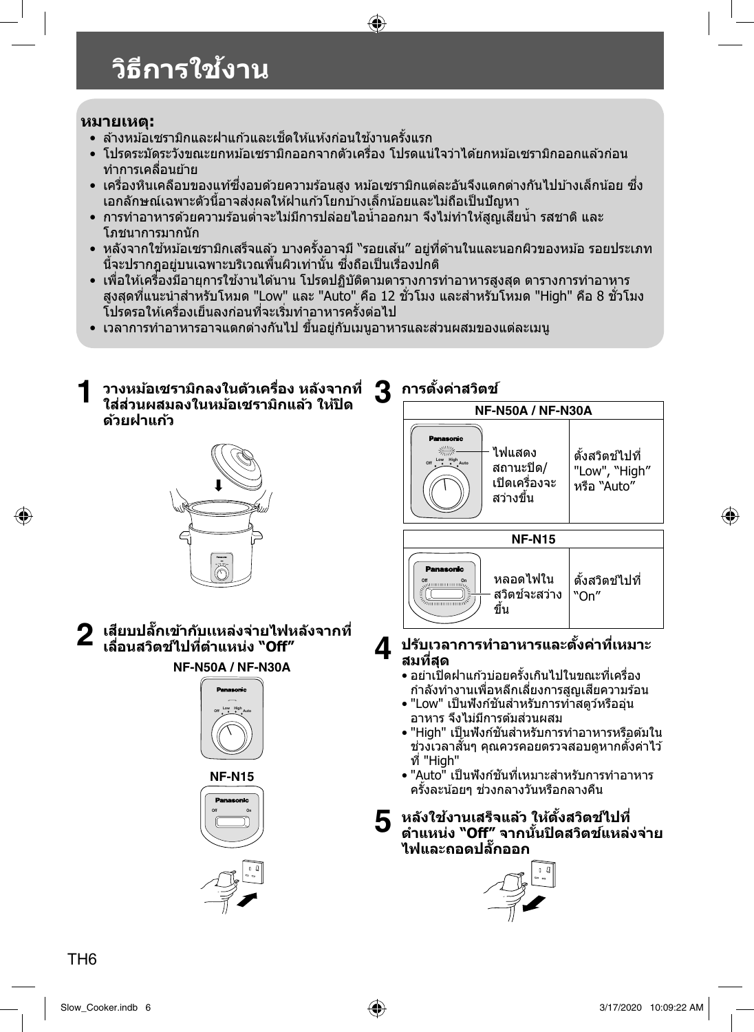# วิธีการใช้งาน

**หมายเหตุ:**

- ล้างหม้อเซรามิกและฝาแก้วและเช็ดให้แห้งก่อนใช้งานครั้งแรก
- โปรดระมัดระวังขณะยกหม้อเซรามิกออกจากตัวเครื่อง โปรดแน่ใจว่าได้ยกหม้อเซรามิกออกแล้วก่อนทำการเคลื่อนย้าย
- เครื่องหินเคลือบของแท้ซึ่งอบด้วยความร้อนสูง หม้อเซรามิกแต่ละอันจึงแตกต่างกันไปบ้างเล็กน้อย ซึ่งเอกลักษณ์เฉพาะตัวนี้อาจส่งผลให้ฝาแก้วโยกบ้างเล็กน้อยและไม่ถือเป็นปัญหา
- การทำอาหารด้วยความร้อนต่ำจะไม่มีการปล่อยไอน้ำออกมา จึงไม่ทำให้สูญเสียน้ำ รสชาติ และโภชนาการมากนัก
- หลังจากใช้หม้อเซรามิกเสร็จแล้ว บางครั้งอาจมี "รอยเส้น" อยู่ที่ด้านในและนอกผิวของหม้อ รอยประเภทนี้จะปรากฏอยู่บนเฉพาะบริเวณพื้นผิวเท่านั้น ซึ่งถือเป็นเรื่องปกติ
- เพื่อให้เครื่องมีอายุการใช้งานได้นาน โปรดปฏิบัติตามตารางการทำอาหารสูงสุด ตารางการทำอาหารสูงสุดที่แนะนำสำหรับโหมด "Low" และ "Auto" คือ 12 ชั่วโมง และสำหรับโหมด "High" คือ 8 ชั่วโมง โปรดรอให้เครื่องเย็นลงก่อนที่จะเริ่มทำอาหารครั้งต่อไป
- เวลาการทำอาหารอาจแตกต่างกันไป ขึ้นอยู่กับเมนูอาหารและส่วนผสมของแต่ละเมนู

## 1 วางหม้อเซรามิกลงในตัวเครื่อง หลังจากที่ใส่ส่วนผสมลงในหม้อเซรามิกแล้ว ให้ปิดด้วยฝาแก้ว

## 2 เสียบปลั๊กเข้ากับแหล่งจ่ายไฟหลังจากที่เลื่อนสวิตช์ไปที่ตำแหน่ง "Off"

NF-N50A / NF-N30A

NF-N15

## 3 การตั้งค่าสวิตช์

| NF-N50A / NF-N30A | |
|---|---|
| ไฟแสดงสถานะปิด/เปิดเครื่องจะสว่างขึ้น | ตั้งสวิตช์ไปที่ "Low", "High" หรือ "Auto" |

| NF-N15 | |
|---|---|
| หลอดไฟในสวิตช์จะสว่างขึ้น | ตั้งสวิตช์ไปที่ "On" |

## 4 ปรับเวลาการทำอาหารและตั้งค่าที่เหมาะสมที่สุด

- อย่าเปิดฝาแก้วบ่อยครั้งเกินไปในขณะที่เครื่องกำลังทำงานเพื่อหลีกเลี่ยงการสูญเสียความร้อน
- "Low" เป็นฟังก์ชันสำหรับการทำสตูว์หรืออุ่นอาหาร จึงไม่มีการต้มส่วนผสม
- "High" เป็นฟังก์ชันสำหรับการทำอาหารหรือต้มในช่วงเวลาสั้นๆ คุณควรคอยตรวจสอบดูหากตั้งค่าไว้ที่ "High"
- "Auto" เป็นฟังก์ชันที่เหมาะสำหรับการทำอาหารครั้งละน้อยๆ ช่วงกลางวันหรือกลางคืน

## 5 หลังใช้งานเสร็จแล้ว ให้ตั้งสวิตช์ไปที่ตำแหน่ง "Off" จากนั้นปิดสวิตช์แหล่งจ่ายไฟและถอดปลั๊กออก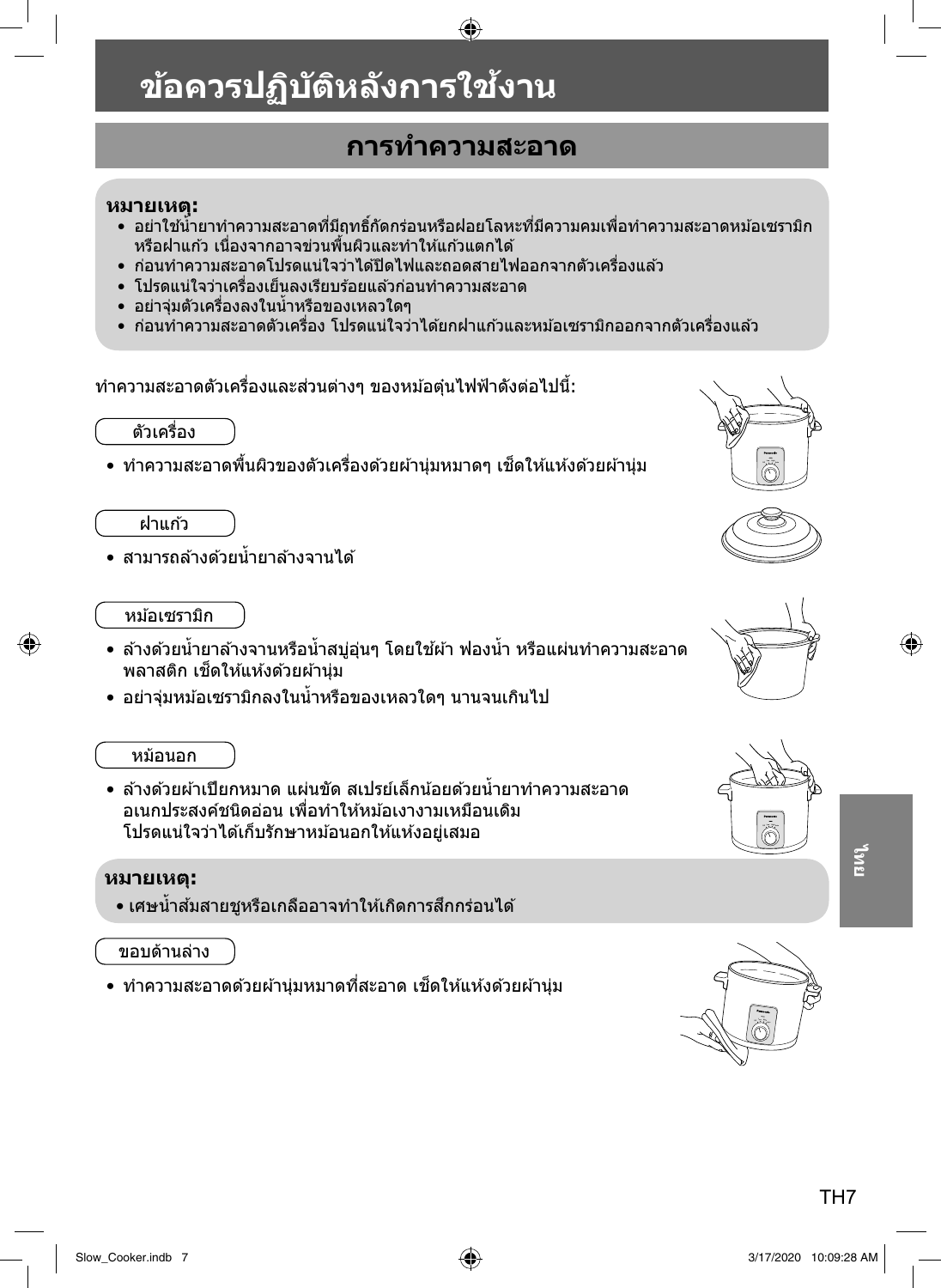# ข้อควรปฏิบัติหลังการใช้งาน

## การทำความสะอาด

**หมายเหตุ:**

- อย่าใช้น้ำยาทำความสะอาดที่มีฤทธิ์กัดกร่อนหรือฝอยโลหะที่มีความคมเพื่อทำความสะอาดหม้อเซรามิกหรือฝาแก้ว เนื่องจากอาจข่วนพื้นผิวและทำให้แก้วแตกได้
- ก่อนทำความสะอาดโปรดแน่ใจว่าได้ปิดไฟและถอดสายไฟออกจากตัวเครื่องแล้ว
- โปรดแน่ใจว่าเครื่องเย็นลงเรียบร้อยแล้วก่อนทำความสะอาด
- อย่าจุ่มตัวเครื่องลงในน้ำหรือของเหลวใดๆ
- ก่อนทำความสะอาดตัวเครื่อง โปรดแน่ใจว่าได้ยกฝาแก้วและหม้อเซรามิกออกจากตัวเครื่องแล้ว

ทำความสะอาดตัวเครื่องและส่วนต่างๆ ของหม้อตุ๋นไฟฟ้าดังต่อไปนี้:

### ตัวเครื่อง

- ทำความสะอาดพื้นผิวของตัวเครื่องด้วยผ้านุ่มหมาดๆ เช็ดให้แห้งด้วยผ้านุ่ม

### ฝาแก้ว

- สามารถล้างด้วยน้ำยาล้างจานได้

### หม้อเซรามิก

- ล้างด้วยน้ำยาล้างจานหรือน้ำสบู่อุ่นๆ โดยใช้ผ้า ฟองน้ำ หรือแผ่นทำความสะอาดพลาสติก เช็ดให้แห้งด้วยผ้านุ่ม
- อย่าจุ่มหม้อเซรามิกลงในน้ำหรือของเหลวใดๆ นานจนเกินไป

### หม้อนอก

- ล้างด้วยผ้าเปียกหมาด แผ่นขัด สเปรย์เล็กน้อยด้วยน้ำยาทำความสะอาดอเนกประสงค์ชนิดอ่อน เพื่อทำให้หม้อเงางามเหมือนเดิม โปรดแน่ใจว่าได้เก็บรักษาหม้อนอกให้แห้งอยู่เสมอ

**หมายเหตุ:**

- เศษน้ำส้มสายชูหรือเกลืออาจทำให้เกิดการสึกกร่อนได้

### ขอบด้านล่าง

- ทำความสะอาดด้วยผ้านุ่มหมาดที่สะอาด เช็ดให้แห้งด้วยผ้านุ่ม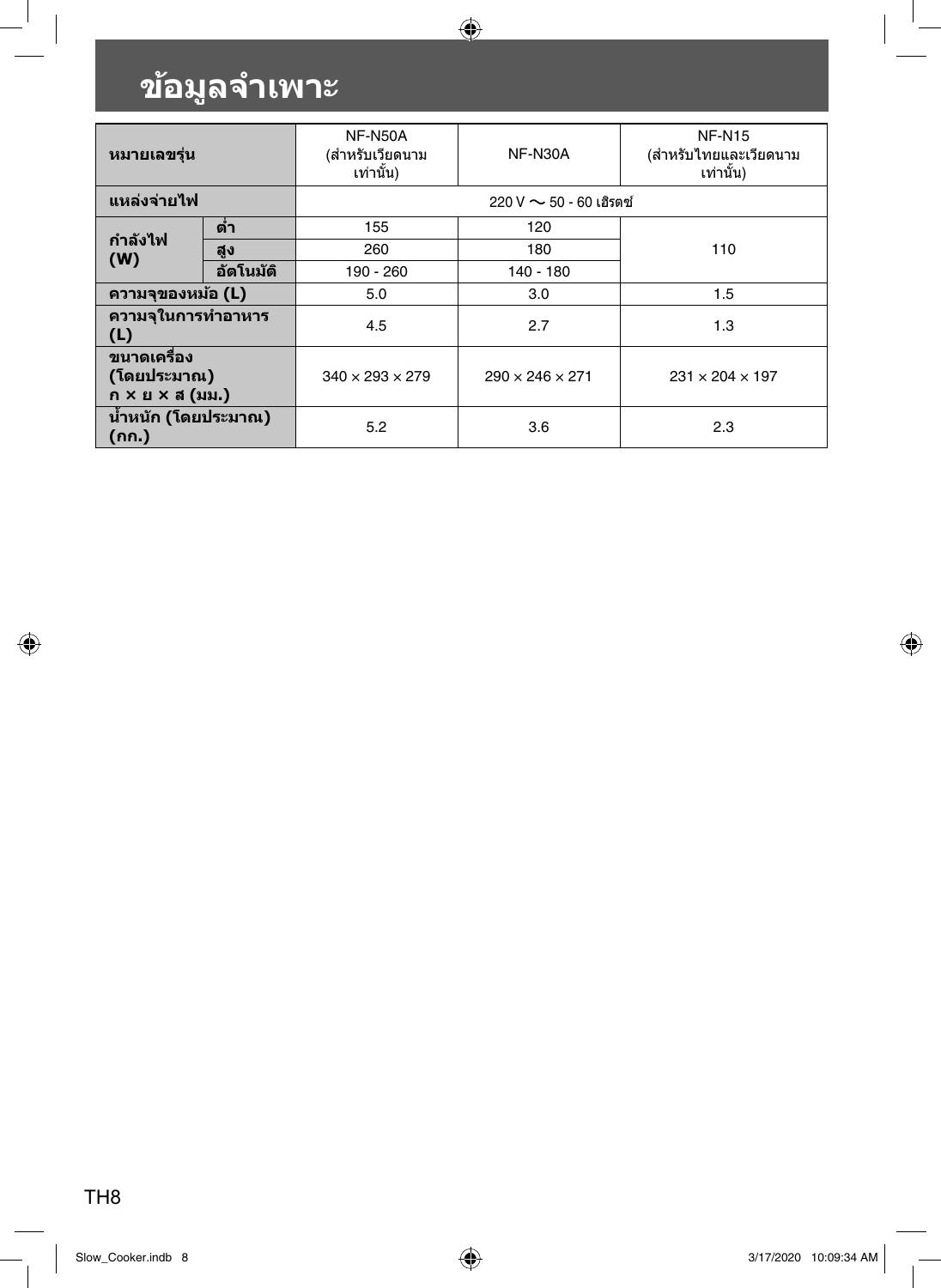# ข้อมูลจำเพาะ

| หมายเลขรุ่น | | NF-N50A (สำหรับเวียดนามเท่านั้น) | NF-N30A | NF-N15 (สำหรับไทยและเวียดนามเท่านั้น) |
|---|---|---|---|---|
| แหล่งจ่ายไฟ | | 220 V ～ 50 - 60 เฮิรตซ์ | | |
| กำลังไฟ (W) | ต่ำ | 155 | 120 | 110 |
| | สูง | 260 | 180 | |
| | อัตโนมัติ | 190 - 260 | 140 - 180 | |
| ความจุของหม้อ (L) | | 5.0 | 3.0 | 1.5 |
| ความจุในการทำอาหาร (L) | | 4.5 | 2.7 | 1.3 |
| ขนาดเครื่อง (โดยประมาณ) ก × ย × ส (มม.) | | 340 × 293 × 279 | 290 × 246 × 271 | 231 × 204 × 197 |
| น้ำหนัก (โดยประมาณ) (กก.) | | 5.2 | 3.6 | 2.3 |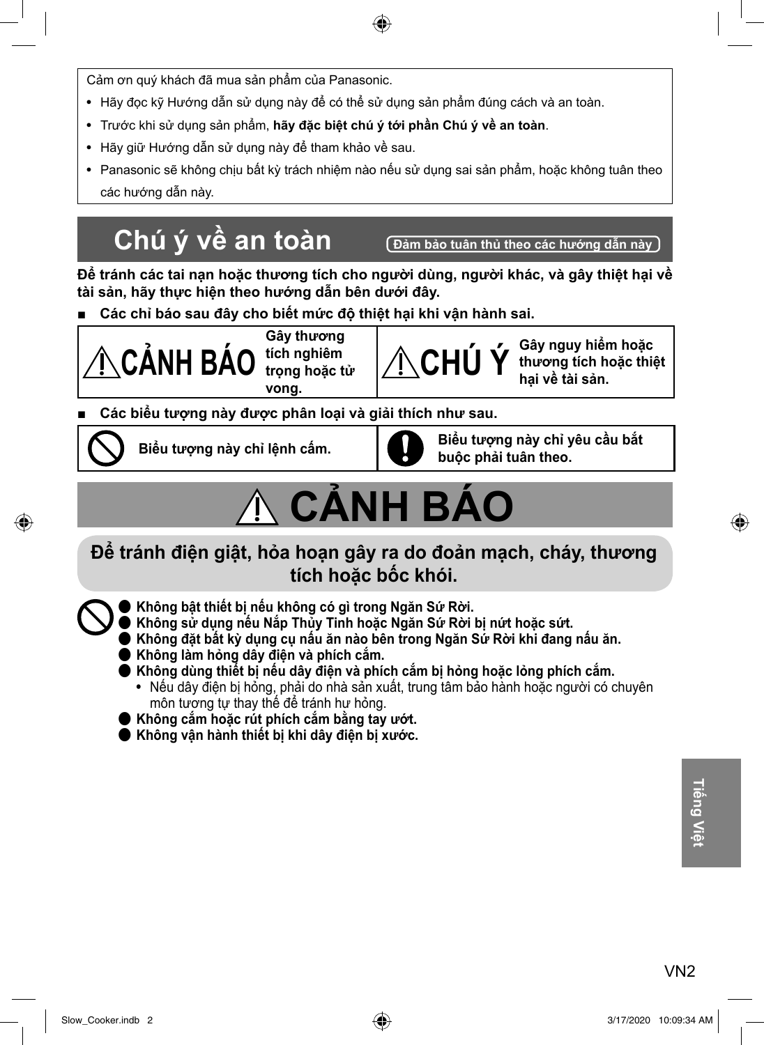Cảm ơn quý khách đã mua sản phẩm của Panasonic.

- Hãy đọc kỹ Hướng dẫn sử dụng này để có thể sử dụng sản phẩm đúng cách và an toàn.
- Trước khi sử dụng sản phẩm, **hãy đặc biệt chú ý tới phần Chú ý về an toàn**.
- Hãy giữ Hướng dẫn sử dụng này để tham khảo về sau.
- Panasonic sẽ không chịu bất kỳ trách nhiệm nào nếu sử dụng sai sản phẩm, hoặc không tuân theo các hướng dẫn này.

# Chú ý về an toàn

**Đảm bảo tuân thủ theo các hướng dẫn này**

**Để tránh các tai nạn hoặc thương tích cho người dùng, người khác, và gây thiệt hại về tài sản, hãy thực hiện theo hướng dẫn bên dưới đây.**

■ **Các chỉ báo sau đây cho biết mức độ thiệt hại khi vận hành sai.**

| | |
|---|---|
| ⚠ **CẢNH BÁO** — Gây thương tích nghiêm trọng hoặc tử vong. | ⚠ **CHÚ Ý** — Gây nguy hiểm hoặc thương tích hoặc thiệt hại về tài sản. |

■ **Các biểu tượng này được phân loại và giải thích như sau.**

| | |
|---|---|
| 🚫 **Biểu tượng này chỉ lệnh cấm.** | ❗ **Biểu tượng này chỉ yêu cầu bắt buộc phải tuân theo.** |

# ⚠ CẢNH BÁO

## Để tránh điện giật, hỏa hoạn gây ra do đoản mạch, cháy, thương tích hoặc bốc khói.

- **Không bật thiết bị nếu không có gì trong Ngăn Sứ Rời.**
- **Không sử dụng nếu Nắp Thủy Tinh hoặc Ngăn Sứ Rời bị nứt hoặc sứt.**
- **Không đặt bất kỳ dụng cụ nấu ăn nào bên trong Ngăn Sứ Rời khi đang nấu ăn.**
- **Không làm hỏng dây điện và phích cắm.**
- **Không dùng thiết bị nếu dây điện và phích cắm bị hỏng hoặc lỏng phích cắm.**
  - Nếu dây điện bị hỏng, phải do nhà sản xuất, trung tâm bảo hành hoặc người có chuyên môn tương tự thay thế để tránh hư hỏng.
- **Không cắm hoặc rút phích cắm bằng tay ướt.**
- **Không vận hành thiết bị khi dây điện bị xước.**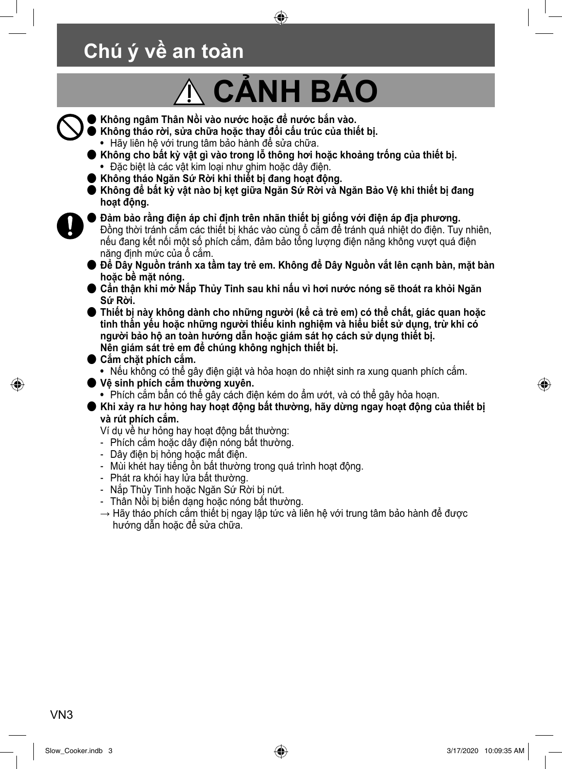# Chú ý về an toàn

## ⚠ CẢNH BÁO

- **Không ngâm Thân Nồi vào nước hoặc để nước bắn vào.**
- **Không tháo rời, sửa chữa hoặc thay đổi cấu trúc của thiết bị.**
  - Hãy liên hệ với trung tâm bảo hành để sửa chữa.
- **Không cho bất kỳ vật gì vào trong lỗ thông hơi hoặc khoảng trống của thiết bị.**
  - Đặc biệt là các vật kim loại như ghim hoặc dây điện.
- **Không tháo Ngăn Sứ Rời khi thiết bị đang hoạt động.**
- **Không để bất kỳ vật nào bị kẹt giữa Ngăn Sứ Rời và Ngăn Bảo Vệ khi thiết bị đang hoạt động.**

- **Đảm bảo rằng điện áp chỉ định trên nhãn thiết bị giống với điện áp địa phương.**
  Đồng thời tránh cắm các thiết bị khác vào cùng ổ cắm để tránh quá nhiệt do điện. Tuy nhiên, nếu đang kết nối một số phích cắm, đảm bảo tổng lượng điện năng không vượt quá điện năng định mức của ổ cắm.
- **Để Dây Nguồn tránh xa tầm tay trẻ em. Không để Dây Nguồn vắt lên cạnh bàn, mặt bàn hoặc bề mặt nóng.**
- **Cẩn thận khi mở Nắp Thủy Tinh sau khi nấu vì hơi nước nóng sẽ thoát ra khỏi Ngăn Sứ Rời.**
- **Thiết bị này không dành cho những người (kể cả trẻ em) có thể chất, giác quan hoặc tinh thần yếu hoặc những người thiếu kinh nghiệm và hiểu biết sử dụng, trừ khi có người bảo hộ an toàn hướng dẫn hoặc giám sát họ cách sử dụng thiết bị.**
  **Nên giám sát trẻ em để chúng không nghịch thiết bị.**
- **Cắm chặt phích cắm.**
  - Nếu không có thể gây điện giật và hỏa hoạn do nhiệt sinh ra xung quanh phích cắm.
- **Vệ sinh phích cắm thường xuyên.**
  - Phích cắm bẩn có thể gây cách điện kém do ẩm ướt, và có thể gây hỏa hoạn.
- **Khi xảy ra hư hỏng hay hoạt động bất thường, hãy dừng ngay hoạt động của thiết bị và rút phích cắm.**
  Ví dụ về hư hỏng hay hoạt động bất thường:
  - Phích cắm hoặc dây điện nóng bất thường.
  - Dây điện bị hỏng hoặc mất điện.
  - Mùi khét hay tiếng ồn bất thường trong quá trình hoạt động.
  - Phát ra khói hay lửa bất thường.
  - Nắp Thủy Tinh hoặc Ngăn Sứ Rời bị nứt.
  - Thân Nồi bị biến dạng hoặc nóng bất thường.

  → Hãy tháo phích cắm thiết bị ngay lập tức và liên hệ với trung tâm bảo hành để được hướng dẫn hoặc để sửa chữa.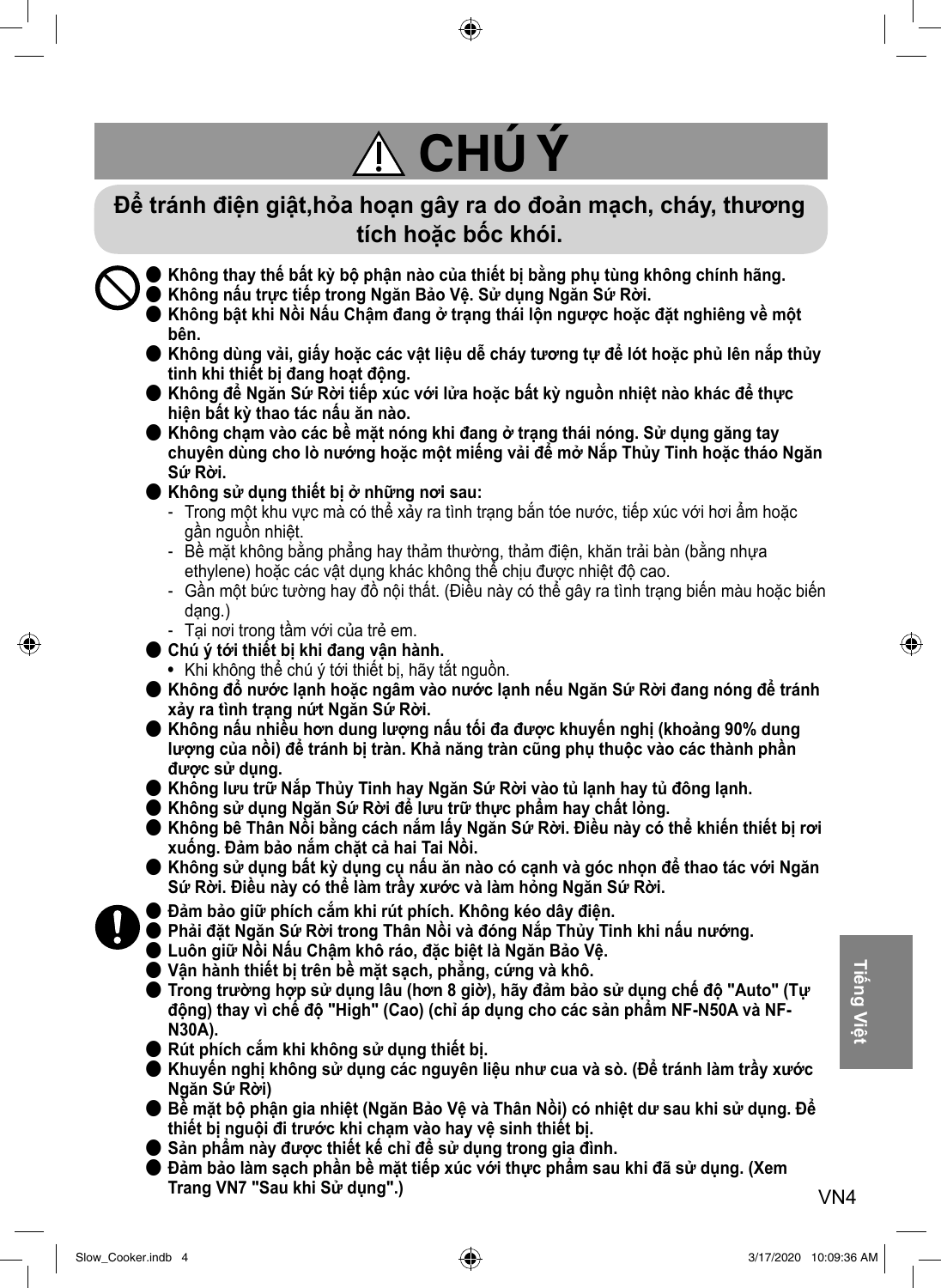# ⚠ CHÚ Ý

## Để tránh điện giật,hỏa hoạn gây ra do đoản mạch, cháy, thương tích hoặc bốc khói.

- **Không thay thế bất kỳ bộ phận nào của thiết bị bằng phụ tùng không chính hãng.**
- **Không nấu trực tiếp trong Ngăn Bảo Vệ. Sử dụng Ngăn Sứ Rời.**
- **Không bật khi Nồi Nấu Chậm đang ở trạng thái lộn ngược hoặc đặt nghiêng về một bên.**
- **Không dùng vải, giấy hoặc các vật liệu dễ cháy tương tự để lót hoặc phủ lên nắp thủy tinh khi thiết bị đang hoạt động.**
- **Không để Ngăn Sứ Rời tiếp xúc với lửa hoặc bất kỳ nguồn nhiệt nào khác để thực hiện bất kỳ thao tác nấu ăn nào.**
- **Không chạm vào các bề mặt nóng khi đang ở trạng thái nóng. Sử dụng găng tay chuyên dùng cho lò nướng hoặc một miếng vải để mở Nắp Thủy Tinh hoặc tháo Ngăn Sứ Rời.**
- **Không sử dụng thiết bị ở những nơi sau:**
  - Trong một khu vực mà có thể xảy ra tình trạng bắn tóe nước, tiếp xúc với hơi ẩm hoặc gần nguồn nhiệt.
  - Bề mặt không bằng phẳng hay thảm thường, thảm điện, khăn trải bàn (bằng nhựa ethylene) hoặc các vật dụng khác không thể chịu được nhiệt độ cao.
  - Gần một bức tường hay đồ nội thất. (Điều này có thể gây ra tình trạng biến màu hoặc biến dạng.)
  - Tại nơi trong tầm với của trẻ em.
- **Chú ý tới thiết bị khi đang vận hành.**
  - Khi không thể chú ý tới thiết bị, hãy tắt nguồn.
- **Không đổ nước lạnh hoặc ngâm vào nước lạnh nếu Ngăn Sứ Rời đang nóng để tránh xảy ra tình trạng nứt Ngăn Sứ Rời.**
- **Không nấu nhiều hơn dung lượng nấu tối đa được khuyến nghị (khoảng 90% dung lượng của nồi) để tránh bị tràn. Khả năng tràn cũng phụ thuộc vào các thành phần được sử dụng.**
- **Không lưu trữ Nắp Thủy Tinh hay Ngăn Sứ Rời vào tủ lạnh hay tủ đông lạnh.**
- **Không sử dụng Ngăn Sứ Rời để lưu trữ thực phẩm hay chất lỏng.**
- **Không bê Thân Nồi bằng cách nắm lấy Ngăn Sứ Rời. Điều này có thể khiến thiết bị rơi xuống. Đảm bảo nắm chặt cả hai Tai Nồi.**
- **Không sử dụng bất kỳ dụng cụ nấu ăn nào có cạnh và góc nhọn để thao tác với Ngăn Sứ Rời. Điều này có thể làm trầy xước và làm hỏng Ngăn Sứ Rời.**

- **Đảm bảo giữ phích cắm khi rút phích. Không kéo dây điện.**
- **Phải đặt Ngăn Sứ Rời trong Thân Nồi và đóng Nắp Thủy Tinh khi nấu nướng.**
- **Luôn giữ Nồi Nấu Chậm khô ráo, đặc biệt là Ngăn Bảo Vệ.**
- **Vận hành thiết bị trên bề mặt sạch, phẳng, cứng và khô.**
- **Trong trường hợp sử dụng lâu (hơn 8 giờ), hãy đảm bảo sử dụng chế độ "Auto" (Tự động) thay vì chế độ "High" (Cao) (chỉ áp dụng cho các sản phẩm NF-N50A và NF-N30A).**
- **Rút phích cắm khi không sử dụng thiết bị.**
- **Khuyến nghị không sử dụng các nguyên liệu như cua và sò. (Để tránh làm trầy xước Ngăn Sứ Rời)**
- **Bề mặt bộ phận gia nhiệt (Ngăn Bảo Vệ và Thân Nồi) có nhiệt dư sau khi sử dụng. Để thiết bị nguội đi trước khi chạm vào hay vệ sinh thiết bị.**
- **Sản phẩm này được thiết kế chỉ để sử dụng trong gia đình.**
- **Đảm bảo làm sạch phần bề mặt tiếp xúc với thực phẩm sau khi đã sử dụng. (Xem Trang VN7 "Sau khi Sử dụng".)**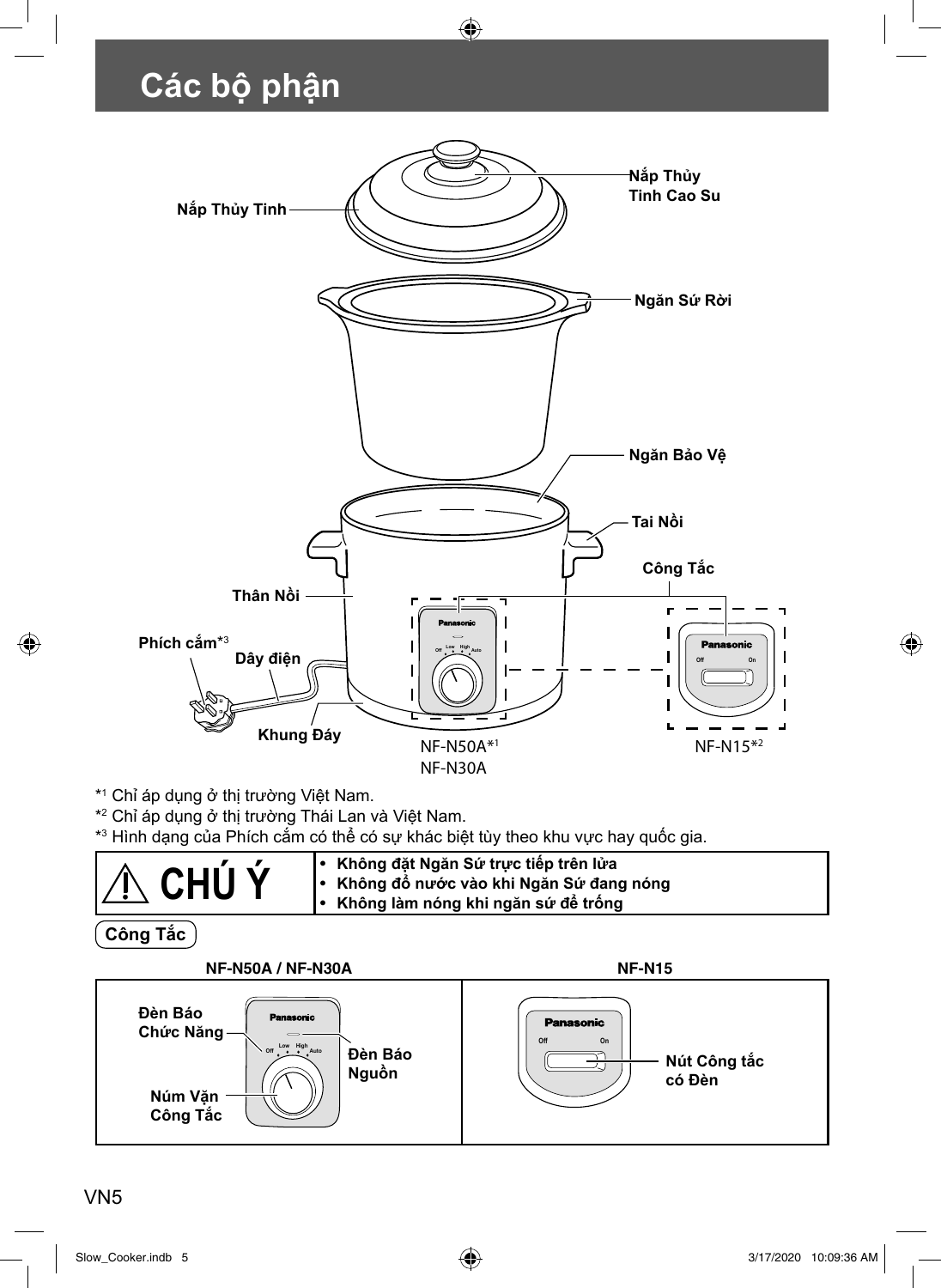# Các bộ phận

Nắp Thủy Tinh

Nắp Thủy Tinh Cao Su

Ngăn Sứ Rời

Ngăn Bảo Vệ

Tai Nồi

Công Tắc

Thân Nồi

Phích cắm*3

Dây điện

Khung Đáy

NF-N50A*1
NF-N30A

NF-N15*2

*1 Chỉ áp dụng ở thị trường Việt Nam.
*2 Chỉ áp dụng ở thị trường Thái Lan và Việt Nam.
*3 Hình dạng của Phích cắm có thể có sự khác biệt tùy theo khu vực hay quốc gia.

| ⚠ CHÚ Ý | • **Không đặt Ngăn Sứ trực tiếp trên lửa**<br>• **Không đổ nước vào khi Ngăn Sứ đang nóng**<br>• **Không làm nóng khi ngăn sứ để trống** |
|---|---|

**Công Tắc**

| NF-N50A / NF-N30A | NF-N15 |
|---|---|
| Đèn Báo Chức Năng<br>Đèn Báo Nguồn<br>Núm Vặn Công Tắc | Nút Công tắc có Đèn |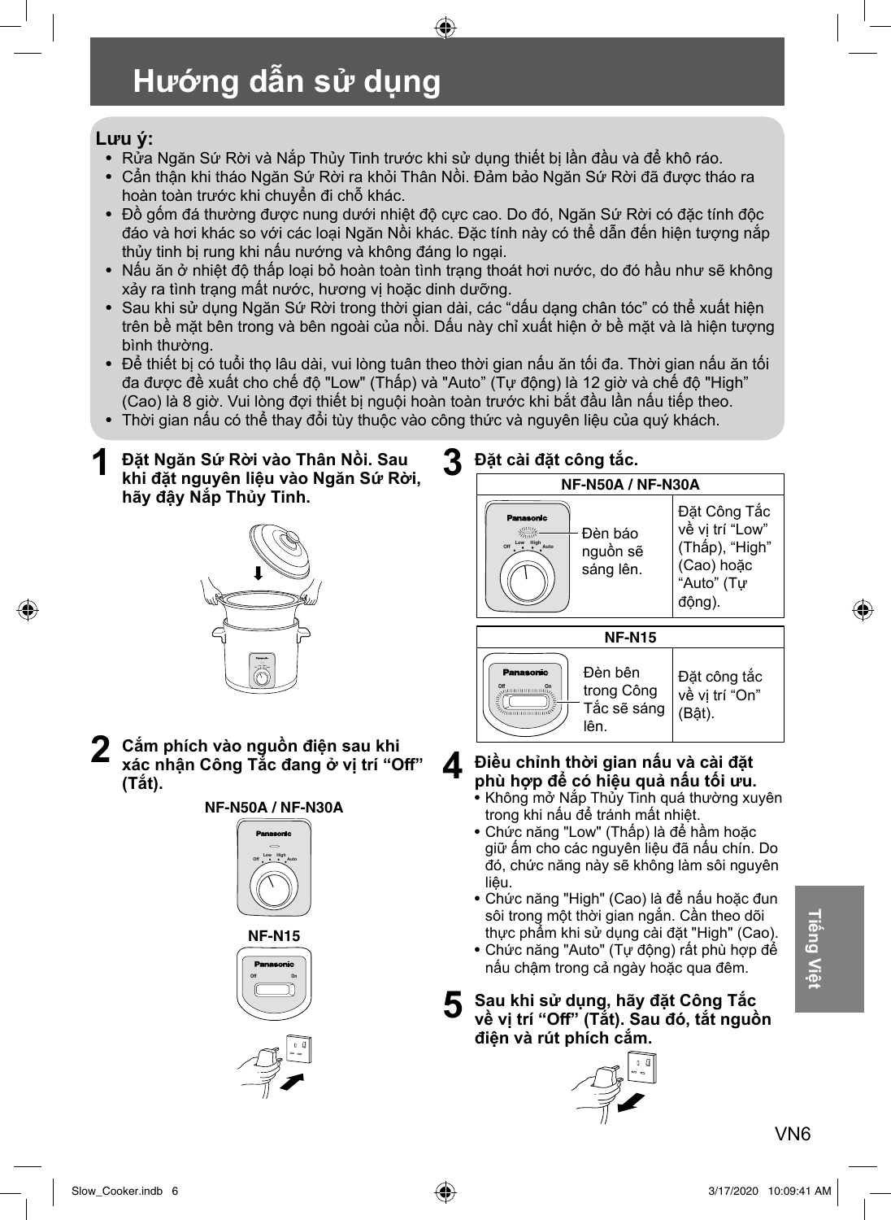# Hướng dẫn sử dụng

**Lưu ý:**

- Rửa Ngăn Sứ Rời và Nắp Thủy Tinh trước khi sử dụng thiết bị lần đầu và để khô ráo.
- Cẩn thận khi tháo Ngăn Sứ Rời ra khỏi Thân Nồi. Đảm bảo Ngăn Sứ Rời đã được tháo ra hoàn toàn trước khi chuyển đi chỗ khác.
- Đồ gốm đá thường được nung dưới nhiệt độ cực cao. Do đó, Ngăn Sứ Rời có đặc tính độc đáo và hơi khác so với các loại Ngăn Nồi khác. Đặc tính này có thể dẫn đến hiện tượng nắp thủy tinh bị rung khi nấu nướng và không đáng lo ngại.
- Nấu ăn ở nhiệt độ thấp loại bỏ hoàn toàn tình trạng thoát hơi nước, do đó hầu như sẽ không xảy ra tình trạng mất nước, hương vị hoặc dinh dưỡng.
- Sau khi sử dụng Ngăn Sứ Rời trong thời gian dài, các "dấu dạng chân tóc" có thể xuất hiện trên bề mặt bên trong và bên ngoài của nồi. Dấu này chỉ xuất hiện ở bề mặt và là hiện tượng bình thường.
- Để thiết bị có tuổi thọ lâu dài, vui lòng tuân theo thời gian nấu ăn tối đa. Thời gian nấu ăn tối đa được đề xuất cho chế độ "Low" (Thấp) và "Auto" (Tự động) là 12 giờ và chế độ "High" (Cao) là 8 giờ. Vui lòng đợi thiết bị nguội hoàn toàn trước khi bắt đầu lần nấu tiếp theo.
- Thời gian nấu có thể thay đổi tùy thuộc vào công thức và nguyên liệu của quý khách.

**1** **Đặt Ngăn Sứ Rời vào Thân Nồi. Sau khi đặt nguyên liệu vào Ngăn Sứ Rời, hãy đậy Nắp Thủy Tinh.**

**2** **Cắm phích vào nguồn điện sau khi xác nhận Công Tắc đang ở vị trí "Off" (Tắt).**

NF-N50A / NF-N30A

NF-N15

**3** **Đặt cài đặt công tắc.**

| NF-N50A / NF-N30A | |
|---|---|
| Đèn báo nguồn sẽ sáng lên. | Đặt Công Tắc về vị trí "Low" (Thấp), "High" (Cao) hoặc "Auto" (Tự động). |

| NF-N15 | |
|---|---|
| Đèn bên trong Công Tắc sẽ sáng lên. | Đặt công tắc về vị trí "On" (Bật). |

**4** **Điều chỉnh thời gian nấu và cài đặt phù hợp để có hiệu quả nấu tối ưu.**

- Không mở Nắp Thủy Tinh quá thường xuyên trong khi nấu để tránh mất nhiệt.
- Chức năng "Low" (Thấp) là để hầm hoặc giữ ấm cho các nguyên liệu đã nấu chín. Do đó, chức năng này sẽ không làm sôi nguyên liệu.
- Chức năng "High" (Cao) là để nấu hoặc đun sôi trong một thời gian ngắn. Cần theo dõi thực phẩm khi sử dụng cài đặt "High" (Cao).
- Chức năng "Auto" (Tự động) rất phù hợp để nấu chậm trong cả ngày hoặc qua đêm.

**5** **Sau khi sử dụng, hãy đặt Công Tắc về vị trí "Off" (Tắt). Sau đó, tắt nguồn điện và rút phích cắm.**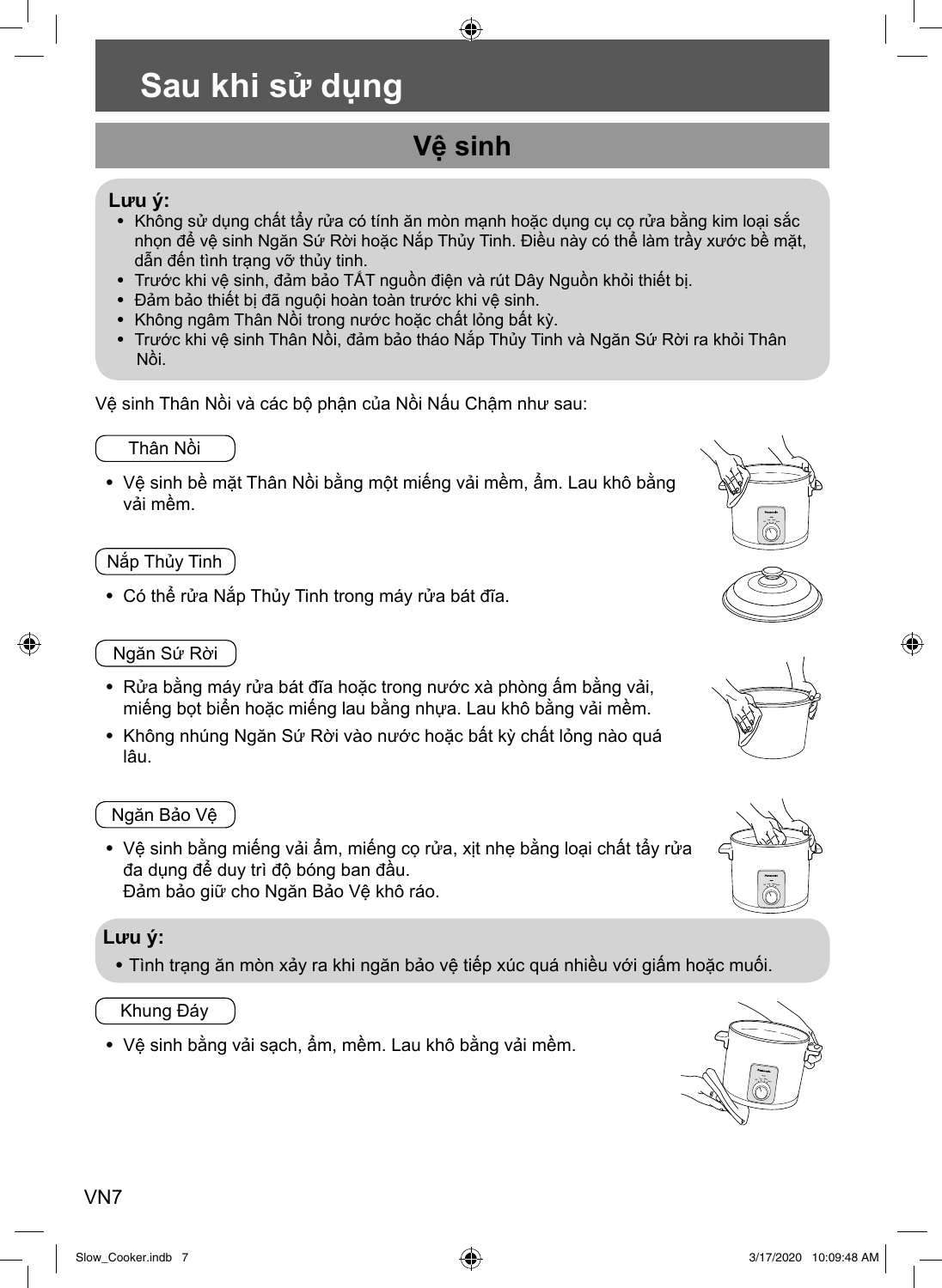# Sau khi sử dụng

## Vệ sinh

**Lưu ý:**

- Không sử dụng chất tẩy rửa có tính ăn mòn mạnh hoặc dụng cụ cọ rửa bằng kim loại sắc nhọn để vệ sinh Ngăn Sứ Rời hoặc Nắp Thủy Tinh. Điều này có thể làm trầy xước bề mặt, dẫn đến tình trạng vỡ thủy tinh.
- Trước khi vệ sinh, đảm bảo TẮT nguồn điện và rút Dây Nguồn khỏi thiết bị.
- Đảm bảo thiết bị đã nguội hoàn toàn trước khi vệ sinh.
- Không ngâm Thân Nồi trong nước hoặc chất lỏng bất kỳ.
- Trước khi vệ sinh Thân Nồi, đảm bảo tháo Nắp Thủy Tinh và Ngăn Sứ Rời ra khỏi Thân Nồi.

Vệ sinh Thân Nồi và các bộ phận của Nồi Nấu Chậm như sau:

### Thân Nồi

- Vệ sinh bề mặt Thân Nồi bằng một miếng vải mềm, ẩm. Lau khô bằng vải mềm.

### Nắp Thủy Tinh

- Có thể rửa Nắp Thủy Tinh trong máy rửa bát đĩa.

### Ngăn Sứ Rời

- Rửa bằng máy rửa bát đĩa hoặc trong nước xà phòng ấm bằng vải, miếng bọt biển hoặc miếng lau bằng nhựa. Lau khô bằng vải mềm.
- Không nhúng Ngăn Sứ Rời vào nước hoặc bất kỳ chất lỏng nào quá lâu.

### Ngăn Bảo Vệ

- Vệ sinh bằng miếng vải ẩm, miếng cọ rửa, xịt nhẹ bằng loại chất tẩy rửa đa dụng để duy trì độ bóng ban đầu.
  Đảm bảo giữ cho Ngăn Bảo Vệ khô ráo.

**Lưu ý:**

- Tình trạng ăn mòn xảy ra khi ngăn bảo vệ tiếp xúc quá nhiều với giấm hoặc muối.

### Khung Đáy

- Vệ sinh bằng vải sạch, ẩm, mềm. Lau khô bằng vải mềm.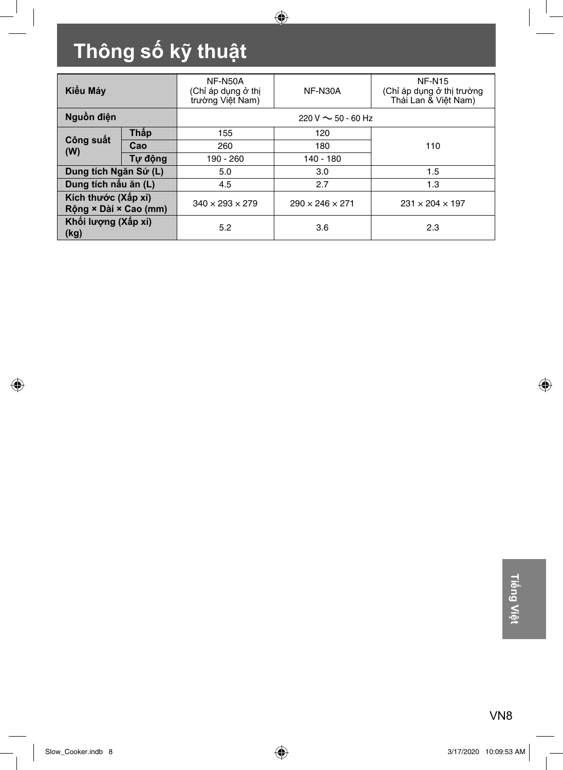# Thông số kỹ thuật

| Kiểu Máy | | NF-N50A (Chỉ áp dụng ở thị trường Việt Nam) | NF-N30A | NF-N15 (Chỉ áp dụng ở thị trường Thái Lan & Việt Nam) |
|---|---|---|---|---|
| **Nguồn điện** | | 220 V ∼ 50 - 60 Hz | | |
| **Công suất (W)** | **Thấp** | 155 | 120 | 110 |
| | **Cao** | 260 | 180 | |
| | **Tự động** | 190 - 260 | 140 - 180 | |
| **Dung tích Ngăn Sứ (L)** | | 5.0 | 3.0 | 1.5 |
| **Dung tích nấu ăn (L)** | | 4.5 | 2.7 | 1.3 |
| **Kích thước (Xấp xỉ) Rộng × Dài × Cao (mm)** | | 340 × 293 × 279 | 290 × 246 × 271 | 231 × 204 × 197 |
| **Khối lượng (Xấp xỉ) (kg)** | | 5.2 | 3.6 | 2.3 |

Tiếng Việt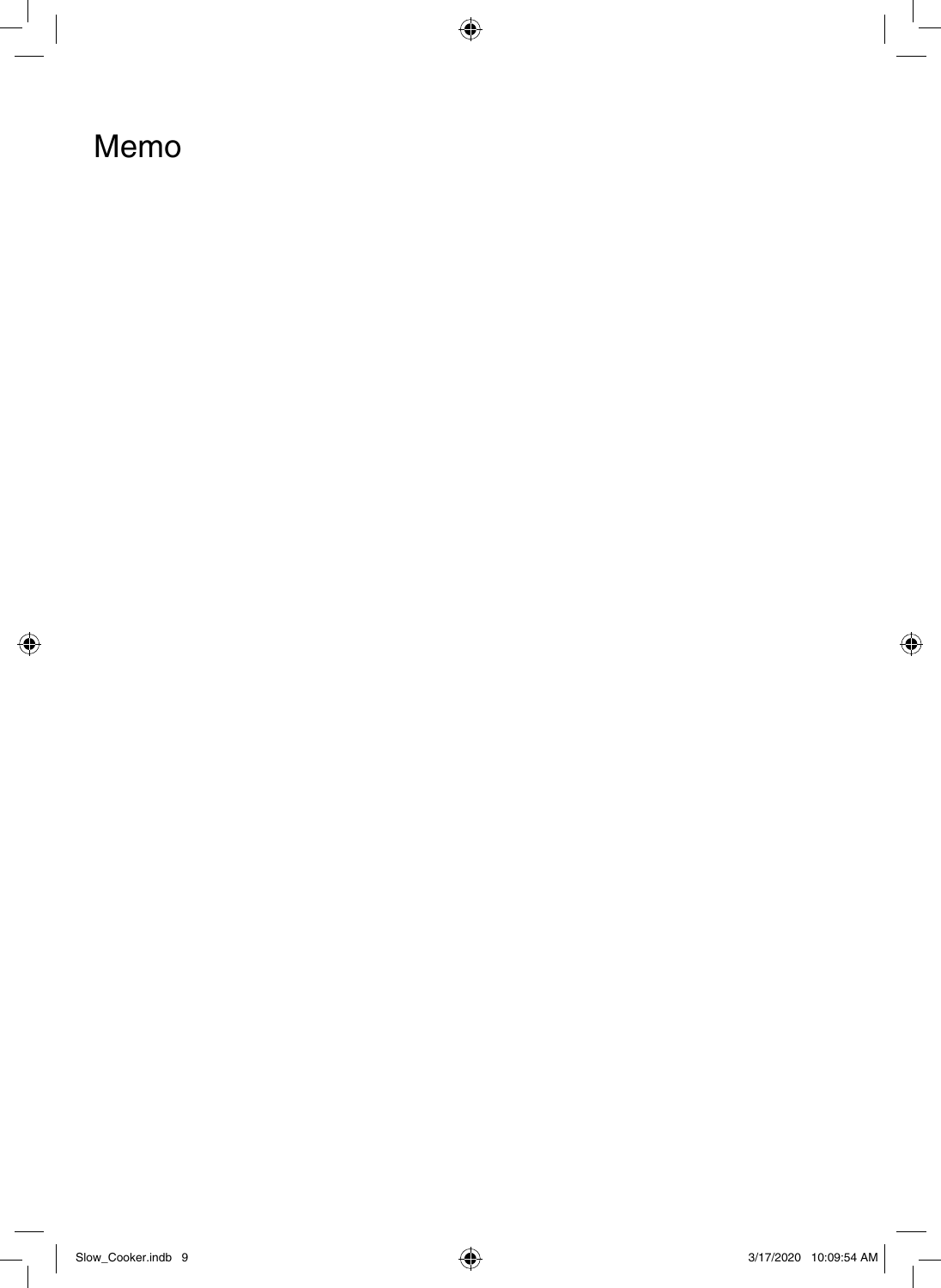# Memo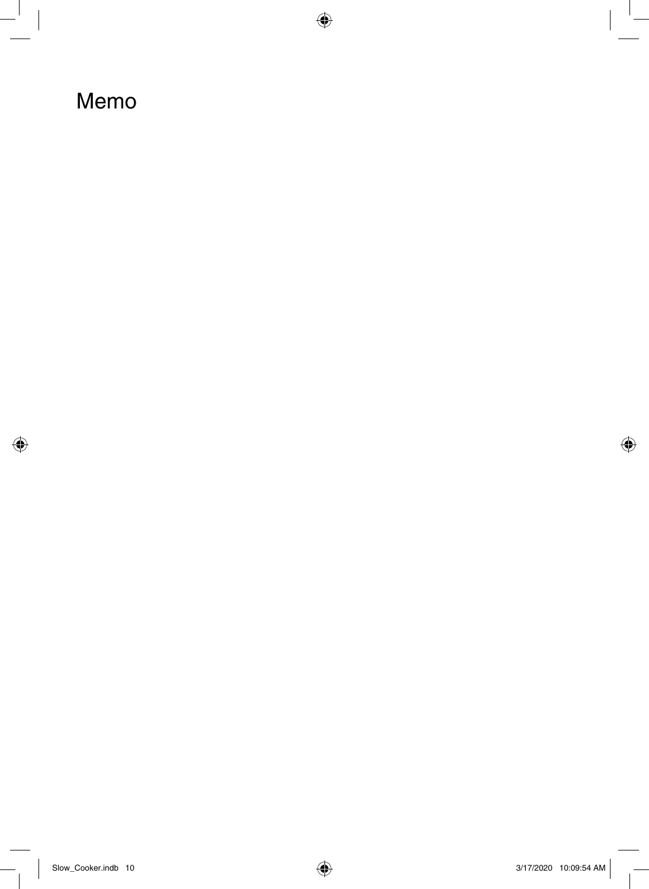# Memo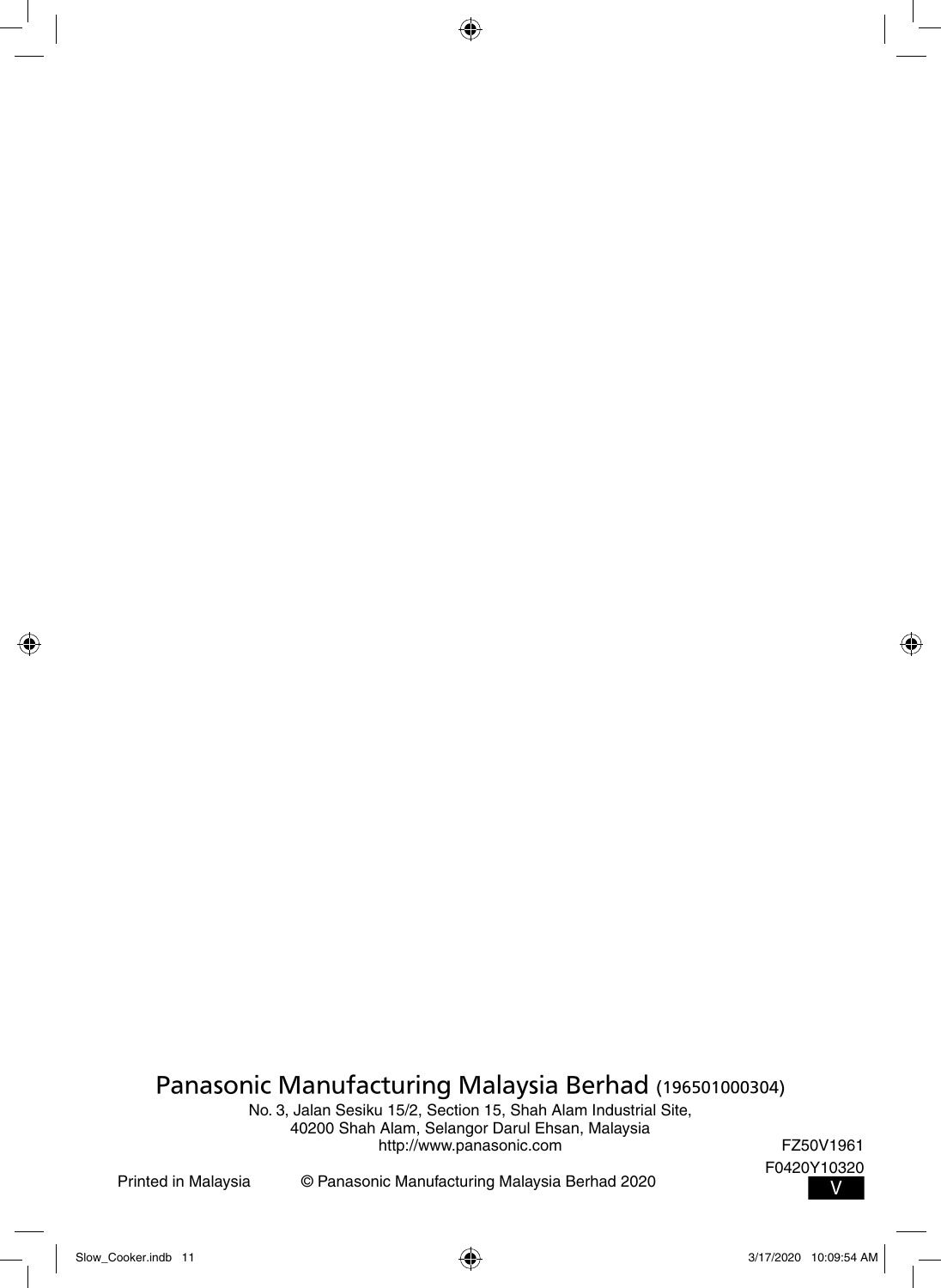Panasonic Manufacturing Malaysia Berhad (196501000304)

No. 3, Jalan Sesiku 15/2, Section 15, Shah Alam Industrial Site,
40200 Shah Alam, Selangor Darul Ehsan, Malaysia
http://www.panasonic.com

FZ50V1961
F0420Y10320
V

Printed in Malaysia © Panasonic Manufacturing Malaysia Berhad 2020